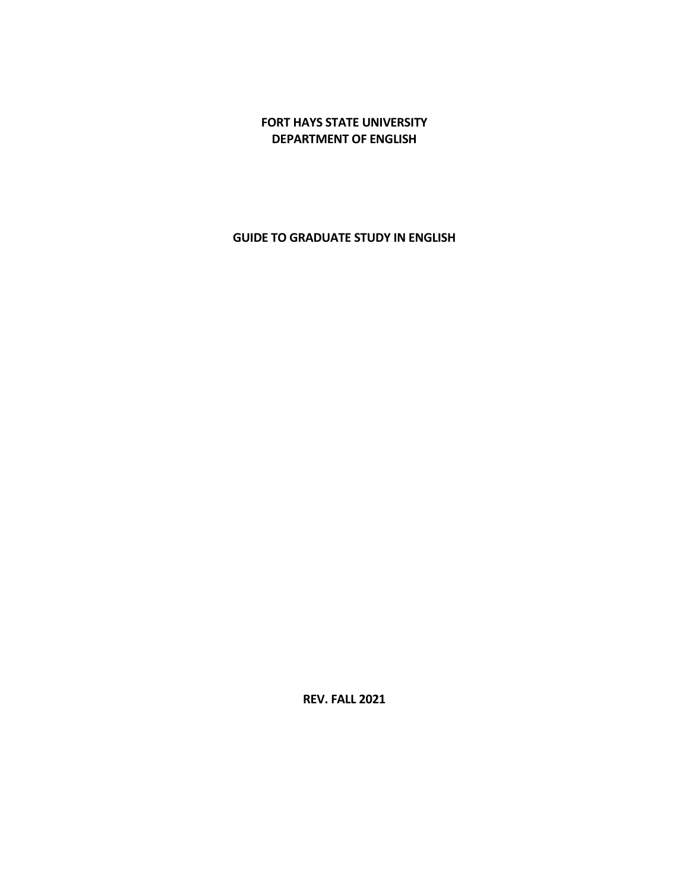# FORT HAYS STATE UNIVERSITY
## DEPARTMENT OF ENGLISH

## GUIDE TO GRADUATE STUDY IN ENGLISH

**REV. FALL 2021**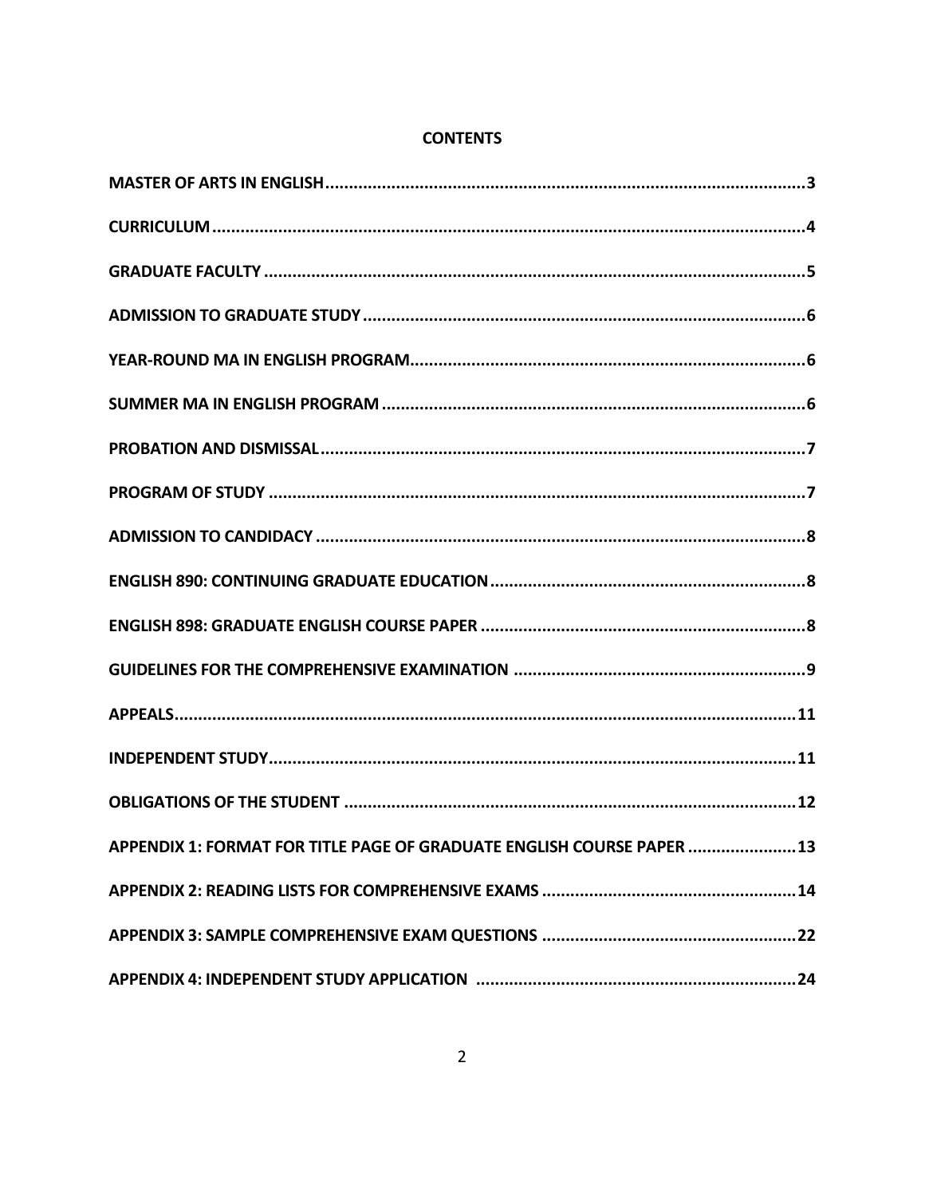# CONTENTS

| | |
|---|---|
| MASTER OF ARTS IN ENGLISH | 3 |
| CURRICULUM | 4 |
| GRADUATE FACULTY | 5 |
| ADMISSION TO GRADUATE STUDY | 6 |
| YEAR-ROUND MA IN ENGLISH PROGRAM | 6 |
| SUMMER MA IN ENGLISH PROGRAM | 6 |
| PROBATION AND DISMISSAL | 7 |
| PROGRAM OF STUDY | 7 |
| ADMISSION TO CANDIDACY | 8 |
| ENGLISH 890: CONTINUING GRADUATE EDUCATION | 8 |
| ENGLISH 898: GRADUATE ENGLISH COURSE PAPER | 8 |
| GUIDELINES FOR THE COMPREHENSIVE EXAMINATION | 9 |
| APPEALS | 11 |
| INDEPENDENT STUDY | 11 |
| OBLIGATIONS OF THE STUDENT | 12 |
| APPENDIX 1: FORMAT FOR TITLE PAGE OF GRADUATE ENGLISH COURSE PAPER | 13 |
| APPENDIX 2: READING LISTS FOR COMPREHENSIVE EXAMS | 14 |
| APPENDIX 3: SAMPLE COMPREHENSIVE EXAM QUESTIONS | 22 |
| APPENDIX 4: INDEPENDENT STUDY APPLICATION | 24 |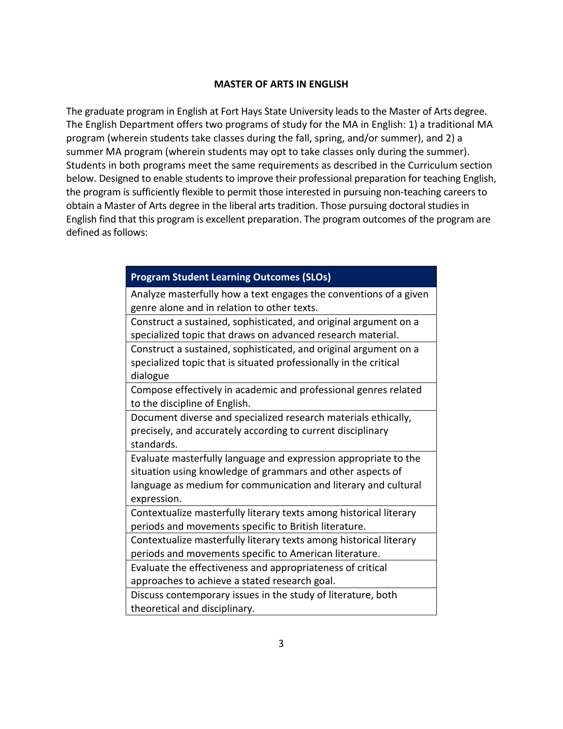## MASTER OF ARTS IN ENGLISH

The graduate program in English at Fort Hays State University leads to the Master of Arts degree. The English Department offers two programs of study for the MA in English: 1) a traditional MA program (wherein students take classes during the fall, spring, and/or summer), and 2) a summer MA program (wherein students may opt to take classes only during the summer). Students in both programs meet the same requirements as described in the Curriculum section below. Designed to enable students to improve their professional preparation for teaching English, the program is sufficiently flexible to permit those interested in pursuing non-teaching careers to obtain a Master of Arts degree in the liberal arts tradition. Those pursuing doctoral studies in English find that this program is excellent preparation. The program outcomes of the program are defined as follows:

| Program Student Learning Outcomes (SLOs) |
| --- |
| Analyze masterfully how a text engages the conventions of a given genre alone and in relation to other texts. |
| Construct a sustained, sophisticated, and original argument on a specialized topic that draws on advanced research material. |
| Construct a sustained, sophisticated, and original argument on a specialized topic that is situated professionally in the critical dialogue |
| Compose effectively in academic and professional genres related to the discipline of English. |
| Document diverse and specialized research materials ethically, precisely, and accurately according to current disciplinary standards. |
| Evaluate masterfully language and expression appropriate to the situation using knowledge of grammars and other aspects of language as medium for communication and literary and cultural expression. |
| Contextualize masterfully literary texts among historical literary periods and movements specific to British literature. |
| Contextualize masterfully literary texts among historical literary periods and movements specific to American literature. |
| Evaluate the effectiveness and appropriateness of critical approaches to achieve a stated research goal. |
| Discuss contemporary issues in the study of literature, both theoretical and disciplinary. |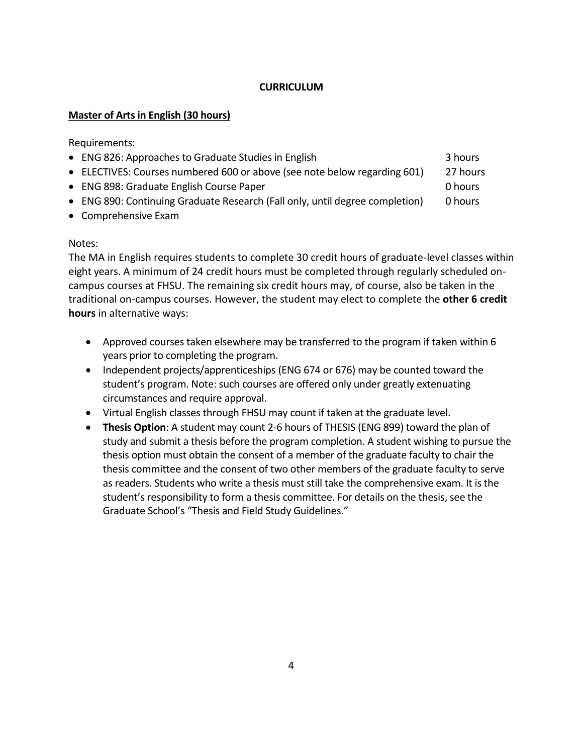## CURRICULUM

### Master of Arts in English (30 hours)

Requirements:

| Requirement | Hours |
| --- | --- |
| ENG 826: Approaches to Graduate Studies in English | 3 hours |
| ELECTIVES: Courses numbered 600 or above (see note below regarding 601) | 27 hours |
| ENG 898: Graduate English Course Paper | 0 hours |
| ENG 890: Continuing Graduate Research (Fall only, until degree completion) | 0 hours |
| Comprehensive Exam | |

Notes:

The MA in English requires students to complete 30 credit hours of graduate-level classes within eight years. A minimum of 24 credit hours must be completed through regularly scheduled on-campus courses at FHSU. The remaining six credit hours may, of course, also be taken in the traditional on-campus courses. However, the student may elect to complete the **other 6 credit hours** in alternative ways:

- Approved courses taken elsewhere may be transferred to the program if taken within 6 years prior to completing the program.
- Independent projects/apprenticeships (ENG 674 or 676) may be counted toward the student's program. Note: such courses are offered only under greatly extenuating circumstances and require approval.
- Virtual English classes through FHSU may count if taken at the graduate level.
- **Thesis Option**: A student may count 2-6 hours of THESIS (ENG 899) toward the plan of study and submit a thesis before the program completion. A student wishing to pursue the thesis option must obtain the consent of a member of the graduate faculty to chair the thesis committee and the consent of two other members of the graduate faculty to serve as readers. Students who write a thesis must still take the comprehensive exam. It is the student's responsibility to form a thesis committee. For details on the thesis, see the Graduate School's "Thesis and Field Study Guidelines."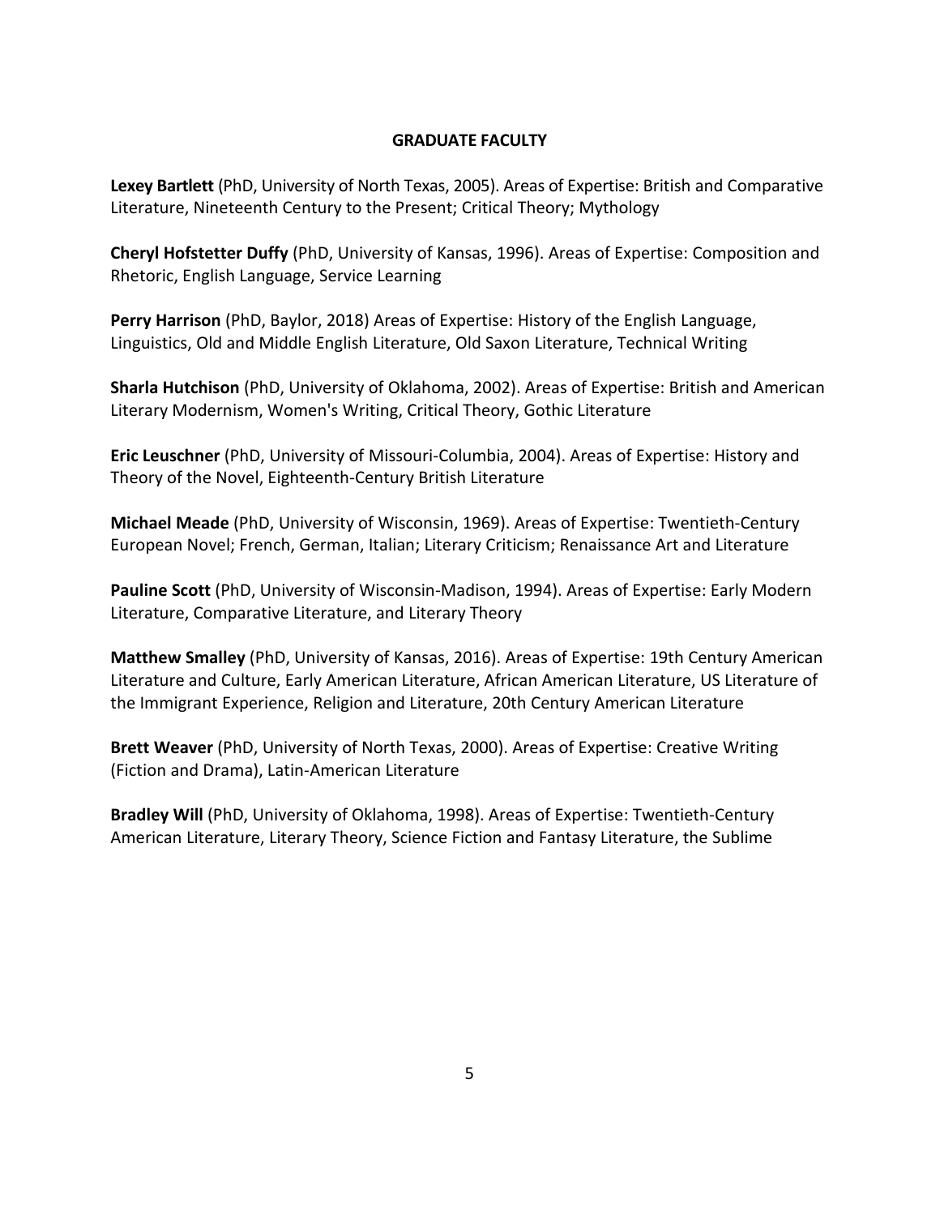## GRADUATE FACULTY

**Lexey Bartlett** (PhD, University of North Texas, 2005). Areas of Expertise: British and Comparative Literature, Nineteenth Century to the Present; Critical Theory; Mythology

**Cheryl Hofstetter Duffy** (PhD, University of Kansas, 1996). Areas of Expertise: Composition and Rhetoric, English Language, Service Learning

**Perry Harrison** (PhD, Baylor, 2018) Areas of Expertise: History of the English Language, Linguistics, Old and Middle English Literature, Old Saxon Literature, Technical Writing

**Sharla Hutchison** (PhD, University of Oklahoma, 2002). Areas of Expertise: British and American Literary Modernism, Women's Writing, Critical Theory, Gothic Literature

**Eric Leuschner** (PhD, University of Missouri-Columbia, 2004). Areas of Expertise: History and Theory of the Novel, Eighteenth-Century British Literature

**Michael Meade** (PhD, University of Wisconsin, 1969). Areas of Expertise: Twentieth-Century European Novel; French, German, Italian; Literary Criticism; Renaissance Art and Literature

**Pauline Scott** (PhD, University of Wisconsin-Madison, 1994). Areas of Expertise: Early Modern Literature, Comparative Literature, and Literary Theory

**Matthew Smalley** (PhD, University of Kansas, 2016). Areas of Expertise: 19th Century American Literature and Culture, Early American Literature, African American Literature, US Literature of the Immigrant Experience, Religion and Literature, 20th Century American Literature

**Brett Weaver** (PhD, University of North Texas, 2000). Areas of Expertise: Creative Writing (Fiction and Drama), Latin-American Literature

**Bradley Will** (PhD, University of Oklahoma, 1998). Areas of Expertise: Twentieth-Century American Literature, Literary Theory, Science Fiction and Fantasy Literature, the Sublime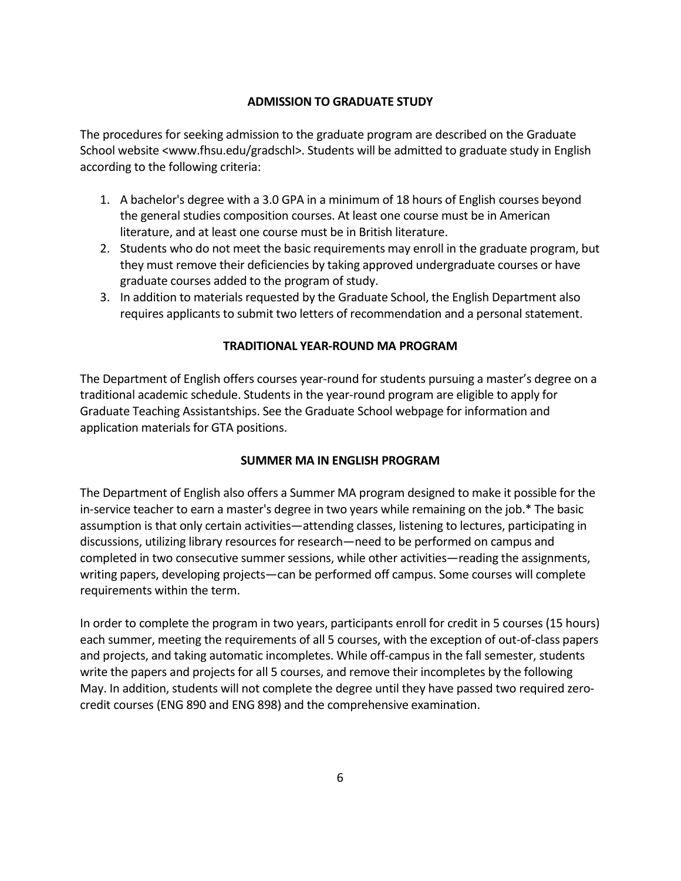## ADMISSION TO GRADUATE STUDY

The procedures for seeking admission to the graduate program are described on the Graduate School website <www.fhsu.edu/gradschl>. Students will be admitted to graduate study in English according to the following criteria:

1. A bachelor's degree with a 3.0 GPA in a minimum of 18 hours of English courses beyond the general studies composition courses. At least one course must be in American literature, and at least one course must be in British literature.
2. Students who do not meet the basic requirements may enroll in the graduate program, but they must remove their deficiencies by taking approved undergraduate courses or have graduate courses added to the program of study.
3. In addition to materials requested by the Graduate School, the English Department also requires applicants to submit two letters of recommendation and a personal statement.

## TRADITIONAL YEAR-ROUND MA PROGRAM

The Department of English offers courses year-round for students pursuing a master's degree on a traditional academic schedule. Students in the year-round program are eligible to apply for Graduate Teaching Assistantships. See the Graduate School webpage for information and application materials for GTA positions.

## SUMMER MA IN ENGLISH PROGRAM

The Department of English also offers a Summer MA program designed to make it possible for the in-service teacher to earn a master's degree in two years while remaining on the job.* The basic assumption is that only certain activities—attending classes, listening to lectures, participating in discussions, utilizing library resources for research—need to be performed on campus and completed in two consecutive summer sessions, while other activities—reading the assignments, writing papers, developing projects—can be performed off campus. Some courses will complete requirements within the term.

In order to complete the program in two years, participants enroll for credit in 5 courses (15 hours) each summer, meeting the requirements of all 5 courses, with the exception of out-of-class papers and projects, and taking automatic incompletes. While off-campus in the fall semester, students write the papers and projects for all 5 courses, and remove their incompletes by the following May. In addition, students will not complete the degree until they have passed two required zero-credit courses (ENG 890 and ENG 898) and the comprehensive examination.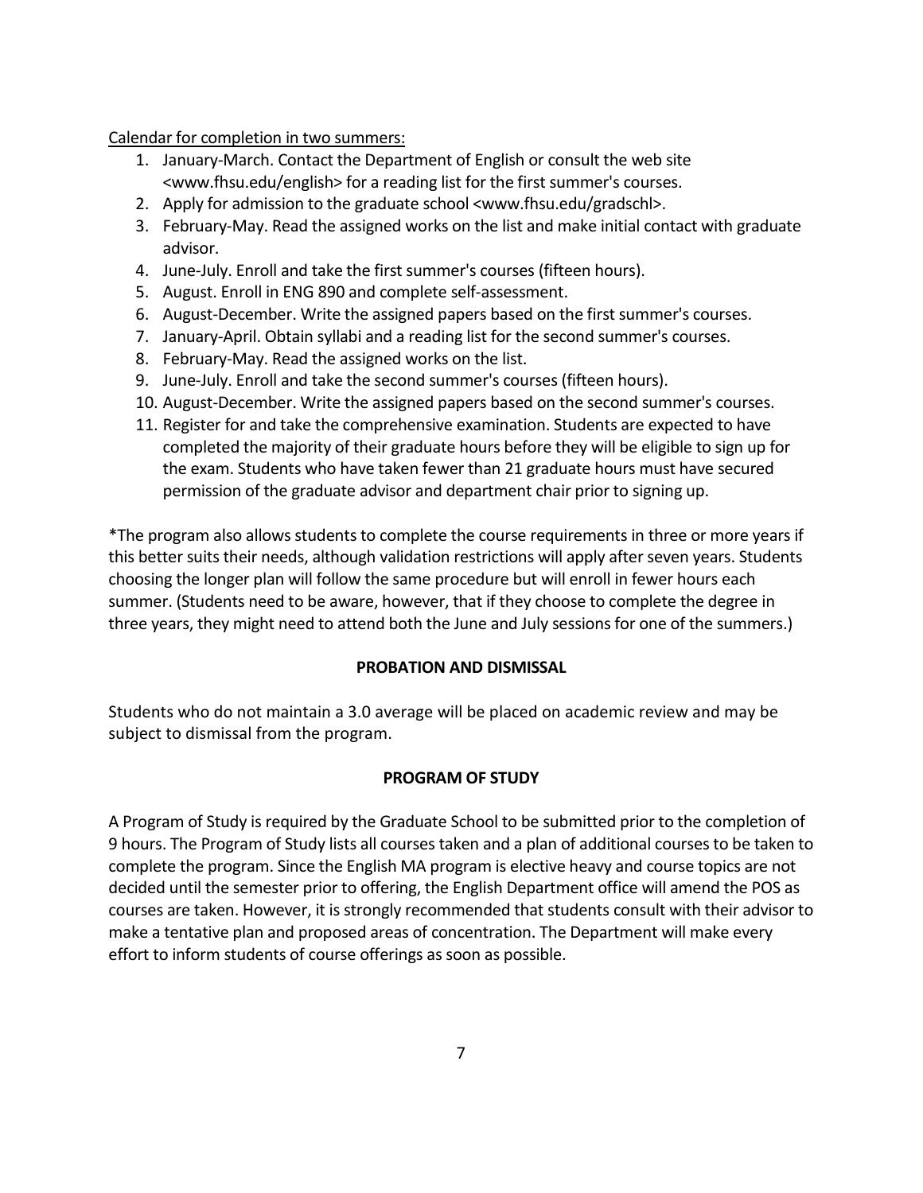Calendar for completion in two summers:

1. January-March. Contact the Department of English or consult the web site <www.fhsu.edu/english> for a reading list for the first summer's courses.
2. Apply for admission to the graduate school <www.fhsu.edu/gradschl>.
3. February-May. Read the assigned works on the list and make initial contact with graduate advisor.
4. June-July. Enroll and take the first summer's courses (fifteen hours).
5. August. Enroll in ENG 890 and complete self-assessment.
6. August-December. Write the assigned papers based on the first summer's courses.
7. January-April. Obtain syllabi and a reading list for the second summer's courses.
8. February-May. Read the assigned works on the list.
9. June-July. Enroll and take the second summer's courses (fifteen hours).
10. August-December. Write the assigned papers based on the second summer's courses.
11. Register for and take the comprehensive examination. Students are expected to have completed the majority of their graduate hours before they will be eligible to sign up for the exam. Students who have taken fewer than 21 graduate hours must have secured permission of the graduate advisor and department chair prior to signing up.

*The program also allows students to complete the course requirements in three or more years if this better suits their needs, although validation restrictions will apply after seven years. Students choosing the longer plan will follow the same procedure but will enroll in fewer hours each summer. (Students need to be aware, however, that if they choose to complete the degree in three years, they might need to attend both the June and July sessions for one of the summers.)

## PROBATION AND DISMISSAL

Students who do not maintain a 3.0 average will be placed on academic review and may be subject to dismissal from the program.

## PROGRAM OF STUDY

A Program of Study is required by the Graduate School to be submitted prior to the completion of 9 hours. The Program of Study lists all courses taken and a plan of additional courses to be taken to complete the program. Since the English MA program is elective heavy and course topics are not decided until the semester prior to offering, the English Department office will amend the POS as courses are taken. However, it is strongly recommended that students consult with their advisor to make a tentative plan and proposed areas of concentration. The Department will make every effort to inform students of course offerings as soon as possible.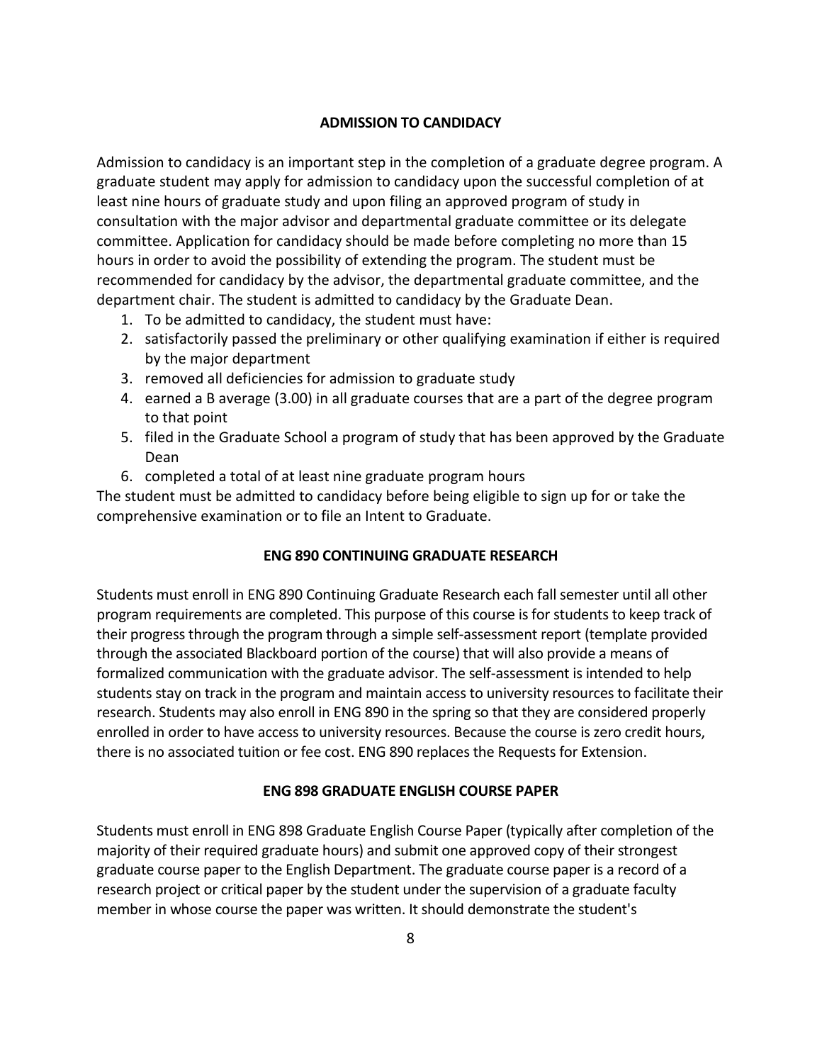## ADMISSION TO CANDIDACY

Admission to candidacy is an important step in the completion of a graduate degree program. A graduate student may apply for admission to candidacy upon the successful completion of at least nine hours of graduate study and upon filing an approved program of study in consultation with the major advisor and departmental graduate committee or its delegate committee. Application for candidacy should be made before completing no more than 15 hours in order to avoid the possibility of extending the program. The student must be recommended for candidacy by the advisor, the departmental graduate committee, and the department chair. The student is admitted to candidacy by the Graduate Dean.

1. To be admitted to candidacy, the student must have:
2. satisfactorily passed the preliminary or other qualifying examination if either is required by the major department
3. removed all deficiencies for admission to graduate study
4. earned a B average (3.00) in all graduate courses that are a part of the degree program to that point
5. filed in the Graduate School a program of study that has been approved by the Graduate Dean
6. completed a total of at least nine graduate program hours

The student must be admitted to candidacy before being eligible to sign up for or take the comprehensive examination or to file an Intent to Graduate.

## ENG 890 CONTINUING GRADUATE RESEARCH

Students must enroll in ENG 890 Continuing Graduate Research each fall semester until all other program requirements are completed. This purpose of this course is for students to keep track of their progress through the program through a simple self-assessment report (template provided through the associated Blackboard portion of the course) that will also provide a means of formalized communication with the graduate advisor. The self-assessment is intended to help students stay on track in the program and maintain access to university resources to facilitate their research. Students may also enroll in ENG 890 in the spring so that they are considered properly enrolled in order to have access to university resources. Because the course is zero credit hours, there is no associated tuition or fee cost. ENG 890 replaces the Requests for Extension.

## ENG 898 GRADUATE ENGLISH COURSE PAPER

Students must enroll in ENG 898 Graduate English Course Paper (typically after completion of the majority of their required graduate hours) and submit one approved copy of their strongest graduate course paper to the English Department. The graduate course paper is a record of a research project or critical paper by the student under the supervision of a graduate faculty member in whose course the paper was written. It should demonstrate the student's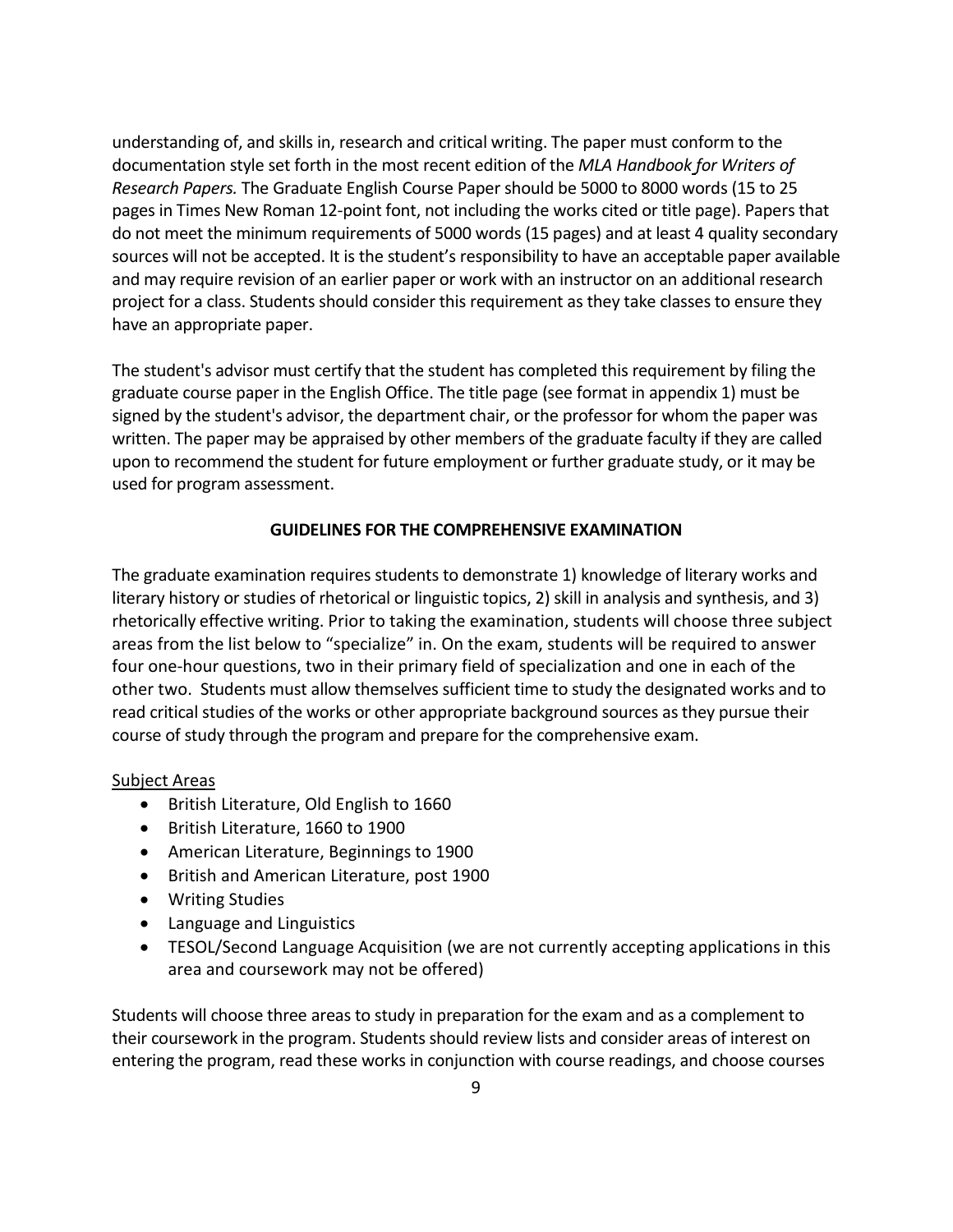understanding of, and skills in, research and critical writing. The paper must conform to the documentation style set forth in the most recent edition of the *MLA Handbook for Writers of Research Papers.* The Graduate English Course Paper should be 5000 to 8000 words (15 to 25 pages in Times New Roman 12-point font, not including the works cited or title page). Papers that do not meet the minimum requirements of 5000 words (15 pages) and at least 4 quality secondary sources will not be accepted. It is the student's responsibility to have an acceptable paper available and may require revision of an earlier paper or work with an instructor on an additional research project for a class. Students should consider this requirement as they take classes to ensure they have an appropriate paper.

The student's advisor must certify that the student has completed this requirement by filing the graduate course paper in the English Office. The title page (see format in appendix 1) must be signed by the student's advisor, the department chair, or the professor for whom the paper was written. The paper may be appraised by other members of the graduate faculty if they are called upon to recommend the student for future employment or further graduate study, or it may be used for program assessment.

## GUIDELINES FOR THE COMPREHENSIVE EXAMINATION

The graduate examination requires students to demonstrate 1) knowledge of literary works and literary history or studies of rhetorical or linguistic topics, 2) skill in analysis and synthesis, and 3) rhetorically effective writing. Prior to taking the examination, students will choose three subject areas from the list below to "specialize" in. On the exam, students will be required to answer four one-hour questions, two in their primary field of specialization and one in each of the other two. Students must allow themselves sufficient time to study the designated works and to read critical studies of the works or other appropriate background sources as they pursue their course of study through the program and prepare for the comprehensive exam.

<u>Subject Areas</u>

- British Literature, Old English to 1660
- British Literature, 1660 to 1900
- American Literature, Beginnings to 1900
- British and American Literature, post 1900
- Writing Studies
- Language and Linguistics
- TESOL/Second Language Acquisition (we are not currently accepting applications in this area and coursework may not be offered)

Students will choose three areas to study in preparation for the exam and as a complement to their coursework in the program. Students should review lists and consider areas of interest on entering the program, read these works in conjunction with course readings, and choose courses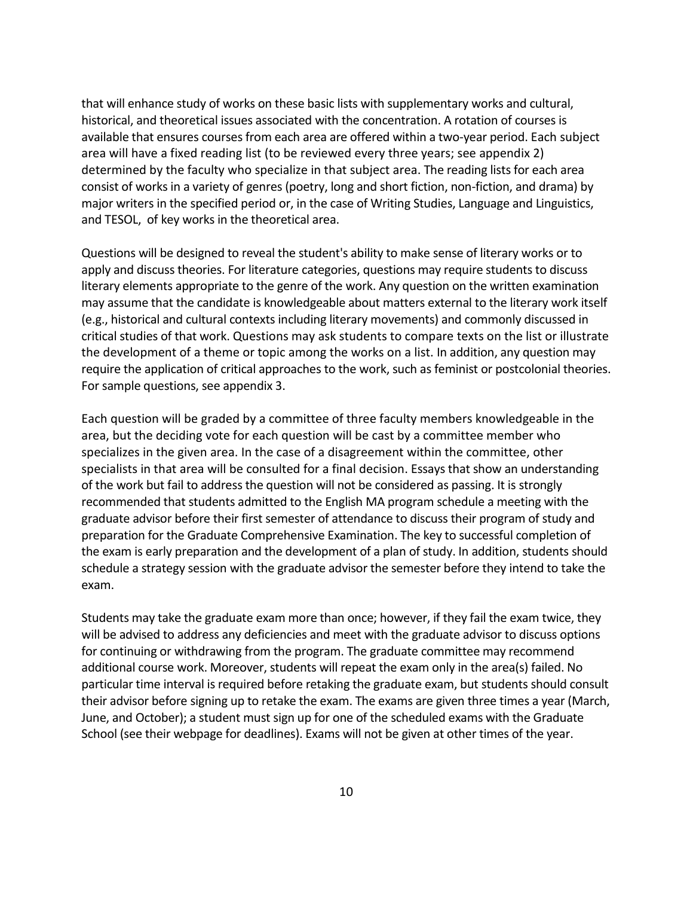that will enhance study of works on these basic lists with supplementary works and cultural, historical, and theoretical issues associated with the concentration. A rotation of courses is available that ensures courses from each area are offered within a two-year period. Each subject area will have a fixed reading list (to be reviewed every three years; see appendix 2) determined by the faculty who specialize in that subject area. The reading lists for each area consist of works in a variety of genres (poetry, long and short fiction, non-fiction, and drama) by major writers in the specified period or, in the case of Writing Studies, Language and Linguistics, and TESOL, of key works in the theoretical area.

Questions will be designed to reveal the student's ability to make sense of literary works or to apply and discuss theories. For literature categories, questions may require students to discuss literary elements appropriate to the genre of the work. Any question on the written examination may assume that the candidate is knowledgeable about matters external to the literary work itself (e.g., historical and cultural contexts including literary movements) and commonly discussed in critical studies of that work. Questions may ask students to compare texts on the list or illustrate the development of a theme or topic among the works on a list. In addition, any question may require the application of critical approaches to the work, such as feminist or postcolonial theories. For sample questions, see appendix 3.

Each question will be graded by a committee of three faculty members knowledgeable in the area, but the deciding vote for each question will be cast by a committee member who specializes in the given area. In the case of a disagreement within the committee, other specialists in that area will be consulted for a final decision. Essays that show an understanding of the work but fail to address the question will not be considered as passing. It is strongly recommended that students admitted to the English MA program schedule a meeting with the graduate advisor before their first semester of attendance to discuss their program of study and preparation for the Graduate Comprehensive Examination. The key to successful completion of the exam is early preparation and the development of a plan of study. In addition, students should schedule a strategy session with the graduate advisor the semester before they intend to take the exam.

Students may take the graduate exam more than once; however, if they fail the exam twice, they will be advised to address any deficiencies and meet with the graduate advisor to discuss options for continuing or withdrawing from the program. The graduate committee may recommend additional course work. Moreover, students will repeat the exam only in the area(s) failed. No particular time interval is required before retaking the graduate exam, but students should consult their advisor before signing up to retake the exam. The exams are given three times a year (March, June, and October); a student must sign up for one of the scheduled exams with the Graduate School (see their webpage for deadlines). Exams will not be given at other times of the year.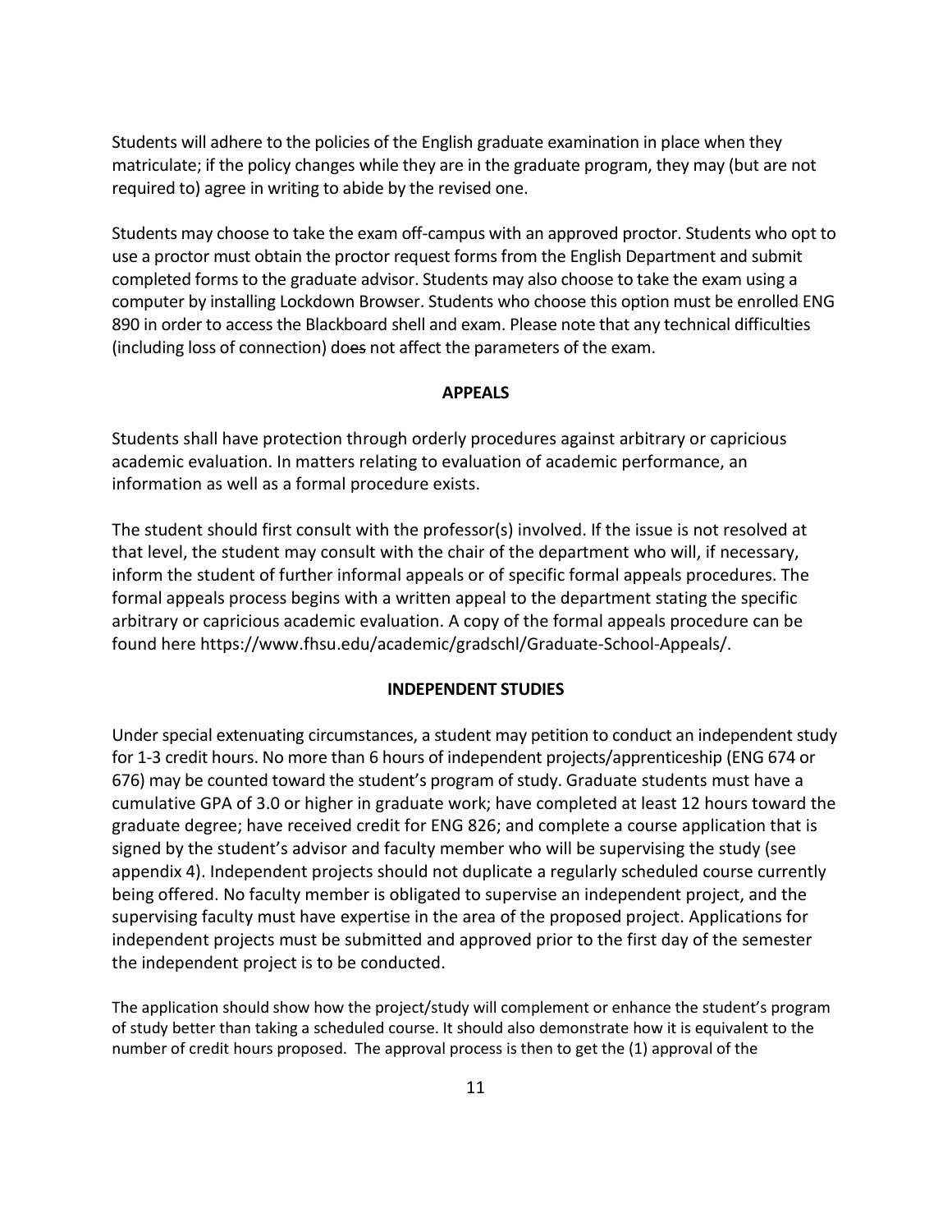Students will adhere to the policies of the English graduate examination in place when they matriculate; if the policy changes while they are in the graduate program, they may (but are not required to) agree in writing to abide by the revised one.

Students may choose to take the exam off-campus with an approved proctor. Students who opt to use a proctor must obtain the proctor request forms from the English Department and submit completed forms to the graduate advisor. Students may also choose to take the exam using a computer by installing Lockdown Browser. Students who choose this option must be enrolled ENG 890 in order to access the Blackboard shell and exam. Please note that any technical difficulties (including loss of connection) do~~es~~ not affect the parameters of the exam.

## APPEALS

Students shall have protection through orderly procedures against arbitrary or capricious academic evaluation. In matters relating to evaluation of academic performance, an information as well as a formal procedure exists.

The student should first consult with the professor(s) involved. If the issue is not resolved at that level, the student may consult with the chair of the department who will, if necessary, inform the student of further informal appeals or of specific formal appeals procedures. The formal appeals process begins with a written appeal to the department stating the specific arbitrary or capricious academic evaluation. A copy of the formal appeals procedure can be found here https://www.fhsu.edu/academic/gradschl/Graduate-School-Appeals/.

## INDEPENDENT STUDIES

Under special extenuating circumstances, a student may petition to conduct an independent study for 1-3 credit hours. No more than 6 hours of independent projects/apprenticeship (ENG 674 or 676) may be counted toward the student's program of study. Graduate students must have a cumulative GPA of 3.0 or higher in graduate work; have completed at least 12 hours toward the graduate degree; have received credit for ENG 826; and complete a course application that is signed by the student's advisor and faculty member who will be supervising the study (see appendix 4). Independent projects should not duplicate a regularly scheduled course currently being offered. No faculty member is obligated to supervise an independent project, and the supervising faculty must have expertise in the area of the proposed project. Applications for independent projects must be submitted and approved prior to the first day of the semester the independent project is to be conducted.

The application should show how the project/study will complement or enhance the student's program of study better than taking a scheduled course. It should also demonstrate how it is equivalent to the number of credit hours proposed. The approval process is then to get the (1) approval of the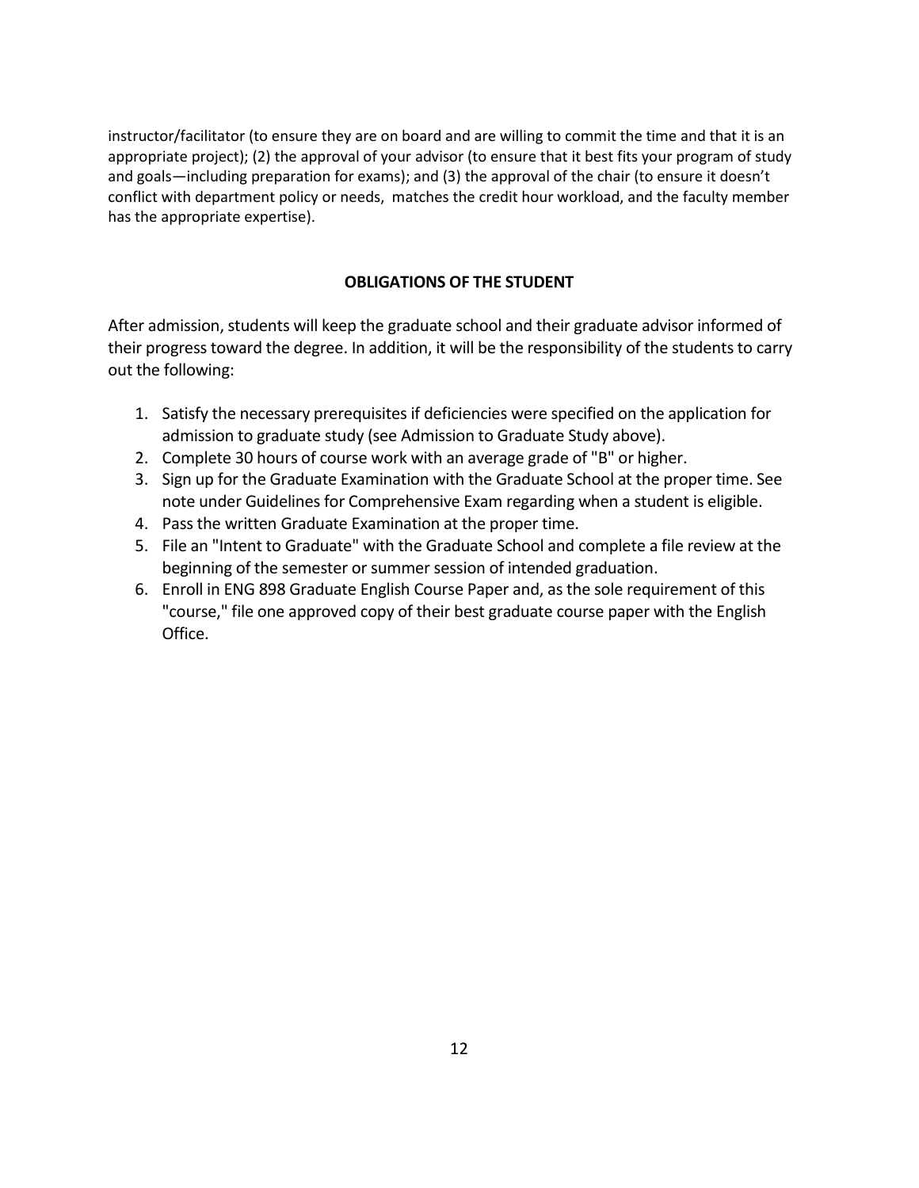instructor/facilitator (to ensure they are on board and are willing to commit the time and that it is an appropriate project); (2) the approval of your advisor (to ensure that it best fits your program of study and goals—including preparation for exams); and (3) the approval of the chair (to ensure it doesn't conflict with department policy or needs, matches the credit hour workload, and the faculty member has the appropriate expertise).

## OBLIGATIONS OF THE STUDENT

After admission, students will keep the graduate school and their graduate advisor informed of their progress toward the degree. In addition, it will be the responsibility of the students to carry out the following:

1. Satisfy the necessary prerequisites if deficiencies were specified on the application for admission to graduate study (see Admission to Graduate Study above).
2. Complete 30 hours of course work with an average grade of "B" or higher.
3. Sign up for the Graduate Examination with the Graduate School at the proper time. See note under Guidelines for Comprehensive Exam regarding when a student is eligible.
4. Pass the written Graduate Examination at the proper time.
5. File an "Intent to Graduate" with the Graduate School and complete a file review at the beginning of the semester or summer session of intended graduation.
6. Enroll in ENG 898 Graduate English Course Paper and, as the sole requirement of this "course," file one approved copy of their best graduate course paper with the English Office.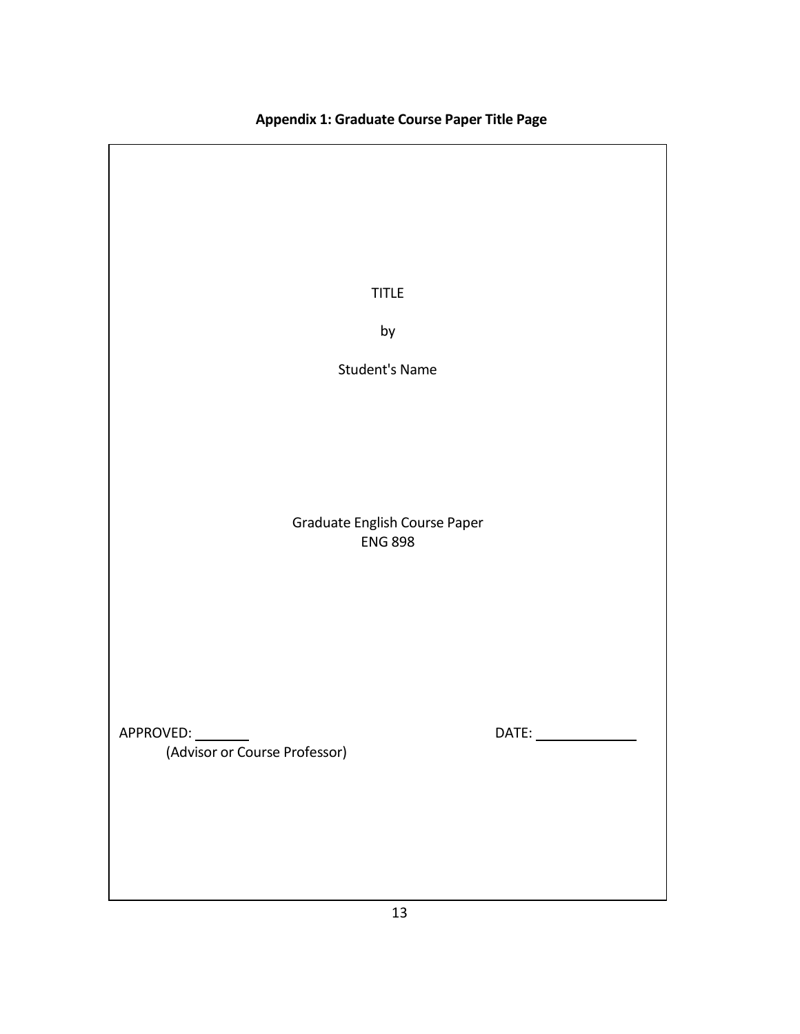**Appendix 1: Graduate Course Paper Title Page**

TITLE

by

Student's Name

Graduate English Course Paper
ENG 898

APPROVED: _______ DATE: _____________
(Advisor or Course Professor)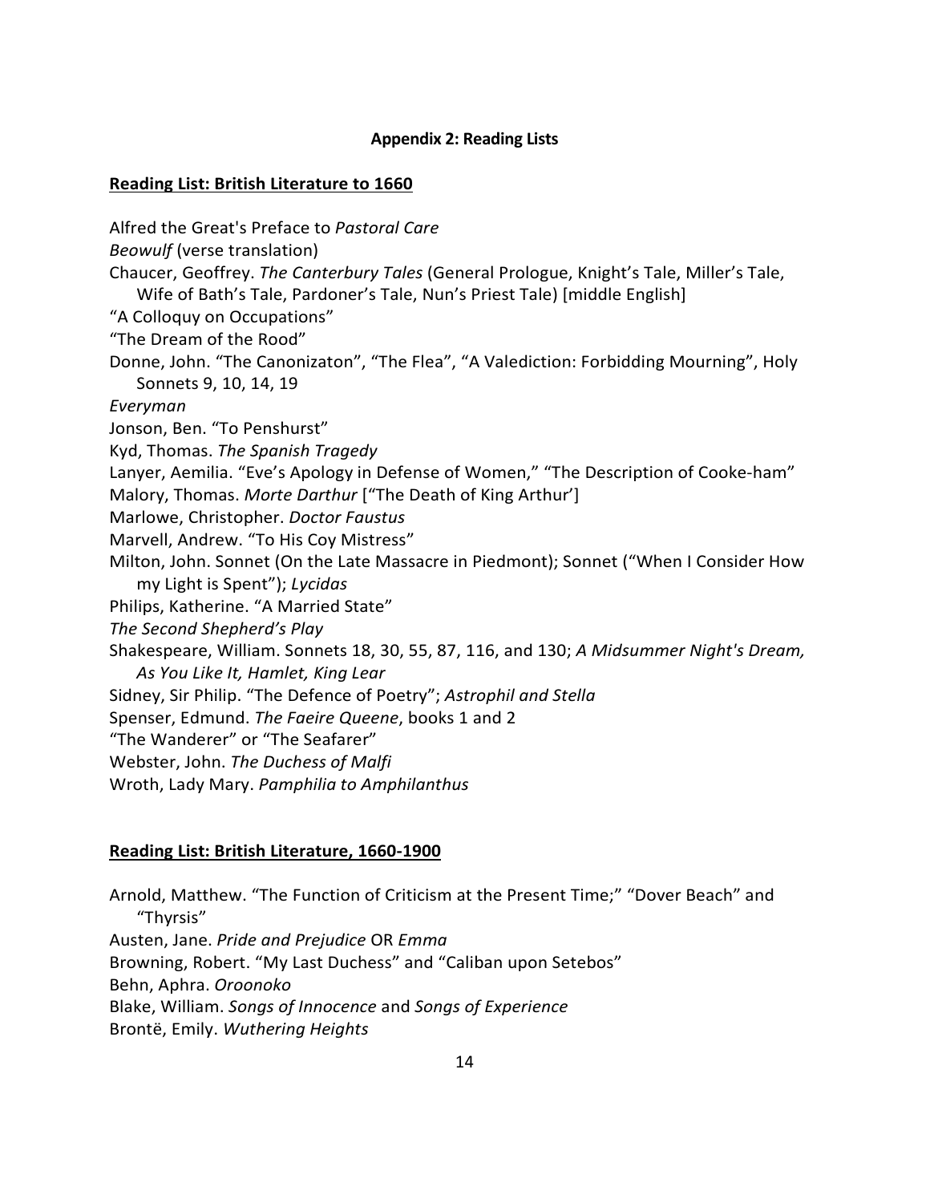## Appendix 2: Reading Lists

### Reading List: British Literature to 1660

Alfred the Great's Preface to *Pastoral Care*  
*Beowulf* (verse translation)  
Chaucer, Geoffrey. *The Canterbury Tales* (General Prologue, Knight's Tale, Miller's Tale, Wife of Bath's Tale, Pardoner's Tale, Nun's Priest Tale) [middle English]  
"A Colloquy on Occupations"  
"The Dream of the Rood"  
Donne, John. "The Canonizaton", "The Flea", "A Valediction: Forbidding Mourning", Holy Sonnets 9, 10, 14, 19  
*Everyman*  
Jonson, Ben. "To Penshurst"  
Kyd, Thomas. *The Spanish Tragedy*  
Lanyer, Aemilia. "Eve's Apology in Defense of Women," "The Description of Cooke-ham"  
Malory, Thomas. *Morte Darthur* ["The Death of King Arthur']  
Marlowe, Christopher. *Doctor Faustus*  
Marvell, Andrew. "To His Coy Mistress"  
Milton, John. Sonnet (On the Late Massacre in Piedmont); Sonnet ("When I Consider How my Light is Spent"); *Lycidas*  
Philips, Katherine. "A Married State"  
*The Second Shepherd's Play*  
Shakespeare, William. Sonnets 18, 30, 55, 87, 116, and 130; *A Midsummer Night's Dream, As You Like It, Hamlet, King Lear*  
Sidney, Sir Philip. "The Defence of Poetry"; *Astrophil and Stella*  
Spenser, Edmund. *The Faeire Queene*, books 1 and 2  
"The Wanderer" or "The Seafarer"  
Webster, John. *The Duchess of Malfi*  
Wroth, Lady Mary. *Pamphilia to Amphilanthus*

### Reading List: British Literature, 1660-1900

Arnold, Matthew. "The Function of Criticism at the Present Time;" "Dover Beach" and "Thyrsis"  
Austen, Jane. *Pride and Prejudice* OR *Emma*  
Browning, Robert. "My Last Duchess" and "Caliban upon Setebos"  
Behn, Aphra. *Oroonoko*  
Blake, William. *Songs of Innocence* and *Songs of Experience*  
Brontë, Emily. *Wuthering Heights*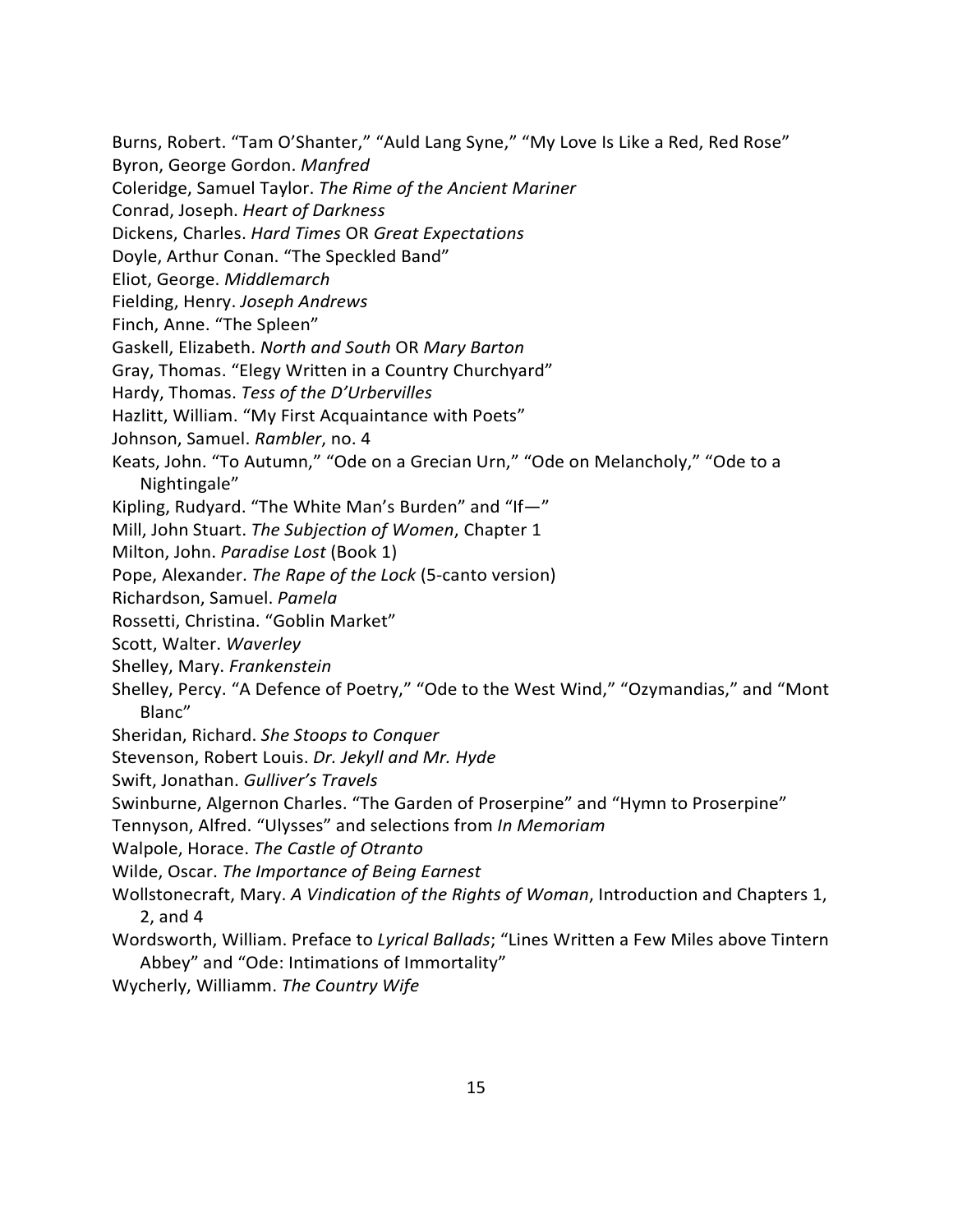Burns, Robert. “Tam O’Shanter,” “Auld Lang Syne,” “My Love Is Like a Red, Red Rose”
Byron, George Gordon. *Manfred*
Coleridge, Samuel Taylor. *The Rime of the Ancient Mariner*
Conrad, Joseph. *Heart of Darkness*
Dickens, Charles. *Hard Times* OR *Great Expectations*
Doyle, Arthur Conan. “The Speckled Band”
Eliot, George. *Middlemarch*
Fielding, Henry. *Joseph Andrews*
Finch, Anne. “The Spleen”
Gaskell, Elizabeth. *North and South* OR *Mary Barton*
Gray, Thomas. “Elegy Written in a Country Churchyard”
Hardy, Thomas. *Tess of the D’Urbervilles*
Hazlitt, William. “My First Acquaintance with Poets”
Johnson, Samuel. *Rambler*, no. 4
Keats, John. “To Autumn,” “Ode on a Grecian Urn,” “Ode on Melancholy,” “Ode to a Nightingale”
Kipling, Rudyard. “The White Man’s Burden” and “If—”
Mill, John Stuart. *The Subjection of Women*, Chapter 1
Milton, John. *Paradise Lost* (Book 1)
Pope, Alexander. *The Rape of the Lock* (5-canto version)
Richardson, Samuel. *Pamela*
Rossetti, Christina. “Goblin Market”
Scott, Walter. *Waverley*
Shelley, Mary. *Frankenstein*
Shelley, Percy. “A Defence of Poetry,” “Ode to the West Wind,” “Ozymandias,” and “Mont Blanc”
Sheridan, Richard. *She Stoops to Conquer*
Stevenson, Robert Louis. *Dr. Jekyll and Mr. Hyde*
Swift, Jonathan. *Gulliver’s Travels*
Swinburne, Algernon Charles. “The Garden of Proserpine” and “Hymn to Proserpine”
Tennyson, Alfred. “Ulysses” and selections from *In Memoriam*
Walpole, Horace. *The Castle of Otranto*
Wilde, Oscar. *The Importance of Being Earnest*
Wollstonecraft, Mary. *A Vindication of the Rights of Woman*, Introduction and Chapters 1, 2, and 4
Wordsworth, William. Preface to *Lyrical Ballads*; “Lines Written a Few Miles above Tintern Abbey” and “Ode: Intimations of Immortality”
Wycherly, Williamm. *The Country Wife*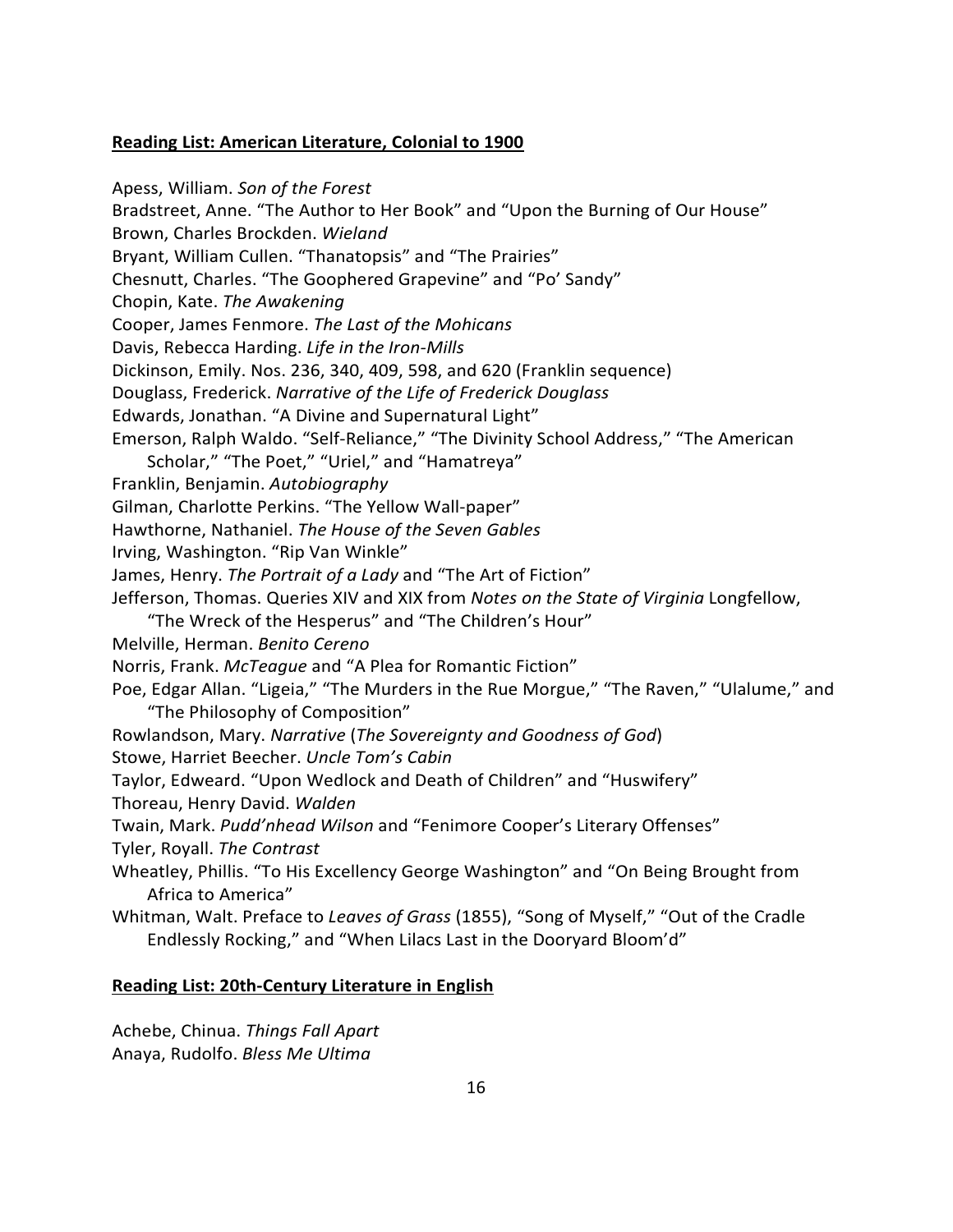**Reading List: American Literature, Colonial to 1900**

Apess, William. *Son of the Forest*
Bradstreet, Anne. "The Author to Her Book" and "Upon the Burning of Our House"
Brown, Charles Brockden. *Wieland*
Bryant, William Cullen. "Thanatopsis" and "The Prairies"
Chesnutt, Charles. "The Goophered Grapevine" and "Po' Sandy"
Chopin, Kate. *The Awakening*
Cooper, James Fenmore. *The Last of the Mohicans*
Davis, Rebecca Harding. *Life in the Iron-Mills*
Dickinson, Emily. Nos. 236, 340, 409, 598, and 620 (Franklin sequence)
Douglass, Frederick. *Narrative of the Life of Frederick Douglass*
Edwards, Jonathan. "A Divine and Supernatural Light"
Emerson, Ralph Waldo. "Self-Reliance," "The Divinity School Address," "The American Scholar," "The Poet," "Uriel," and "Hamatreya"
Franklin, Benjamin. *Autobiography*
Gilman, Charlotte Perkins. "The Yellow Wall-paper"
Hawthorne, Nathaniel. *The House of the Seven Gables*
Irving, Washington. "Rip Van Winkle"
James, Henry. *The Portrait of a Lady* and "The Art of Fiction"
Jefferson, Thomas. Queries XIV and XIX from *Notes on the State of Virginia* Longfellow, "The Wreck of the Hesperus" and "The Children's Hour"
Melville, Herman. *Benito Cereno*
Norris, Frank. *McTeague* and "A Plea for Romantic Fiction"
Poe, Edgar Allan. "Ligeia," "The Murders in the Rue Morgue," "The Raven," "Ulalume," and "The Philosophy of Composition"
Rowlandson, Mary. *Narrative* (*The Sovereignty and Goodness of God*)
Stowe, Harriet Beecher. *Uncle Tom's Cabin*
Taylor, Edweard. "Upon Wedlock and Death of Children" and "Huswifery"
Thoreau, Henry David. *Walden*
Twain, Mark. *Pudd'nhead Wilson* and "Fenimore Cooper's Literary Offenses"
Tyler, Royall. *The Contrast*
Wheatley, Phillis. "To His Excellency George Washington" and "On Being Brought from Africa to America"
Whitman, Walt. Preface to *Leaves of Grass* (1855), "Song of Myself," "Out of the Cradle Endlessly Rocking," and "When Lilacs Last in the Dooryard Bloom'd"

**Reading List: 20th-Century Literature in English**

Achebe, Chinua. *Things Fall Apart*
Anaya, Rudolfo. *Bless Me Ultima*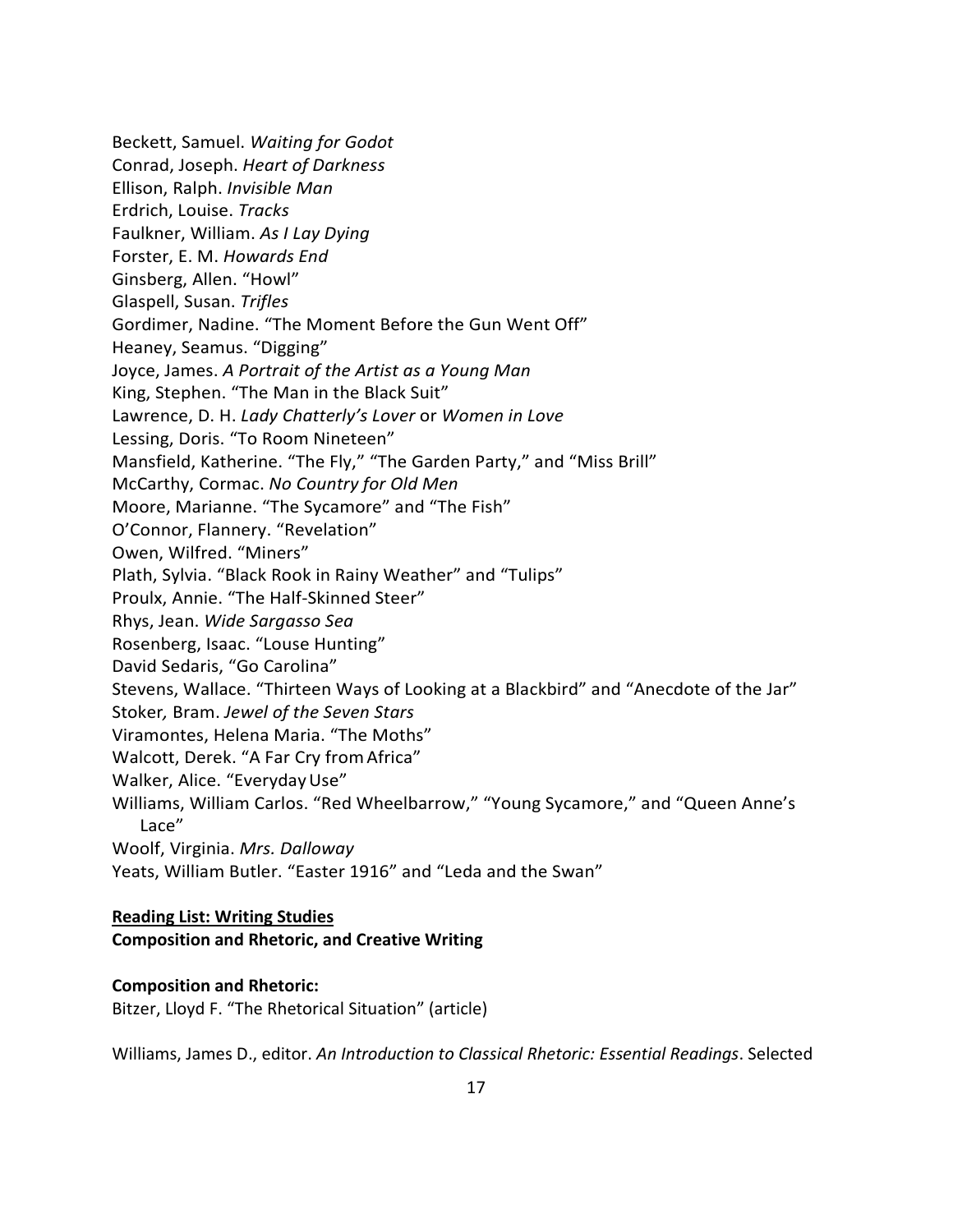Beckett, Samuel. *Waiting for Godot*  
Conrad, Joseph. *Heart of Darkness*  
Ellison, Ralph. *Invisible Man*  
Erdrich, Louise. *Tracks*  
Faulkner, William. *As I Lay Dying*  
Forster, E. M. *Howards End*  
Ginsberg, Allen. "Howl"  
Glaspell, Susan. *Trifles*  
Gordimer, Nadine. "The Moment Before the Gun Went Off"  
Heaney, Seamus. "Digging"  
Joyce, James. *A Portrait of the Artist as a Young Man*  
King, Stephen. "The Man in the Black Suit"  
Lawrence, D. H. *Lady Chatterly's Lover* or *Women in Love*  
Lessing, Doris. "To Room Nineteen"  
Mansfield, Katherine. "The Fly," "The Garden Party," and "Miss Brill"  
McCarthy, Cormac. *No Country for Old Men*  
Moore, Marianne. "The Sycamore" and "The Fish"  
O'Connor, Flannery. "Revelation"  
Owen, Wilfred. "Miners"  
Plath, Sylvia. "Black Rook in Rainy Weather" and "Tulips"  
Proulx, Annie. "The Half-Skinned Steer"  
Rhys, Jean. *Wide Sargasso Sea*  
Rosenberg, Isaac. "Louse Hunting"  
David Sedaris, "Go Carolina"  
Stevens, Wallace. "Thirteen Ways of Looking at a Blackbird" and "Anecdote of the Jar"  
Stoker*,* Bram. *Jewel of the Seven Stars*  
Viramontes, Helena Maria. "The Moths"  
Walcott, Derek. "A Far Cry from Africa"  
Walker, Alice. "Everyday Use"  
Williams, William Carlos. "Red Wheelbarrow," "Young Sycamore," and "Queen Anne's Lace"  
Woolf, Virginia. *Mrs. Dalloway*  
Yeats, William Butler. "Easter 1916" and "Leda and the Swan"

**<u>Reading List: Writing Studies</u>**  
**Composition and Rhetoric, and Creative Writing**

**Composition and Rhetoric:**  
Bitzer, Lloyd F. "The Rhetorical Situation" (article)

Williams, James D., editor. *An Introduction to Classical Rhetoric: Essential Readings*. Selected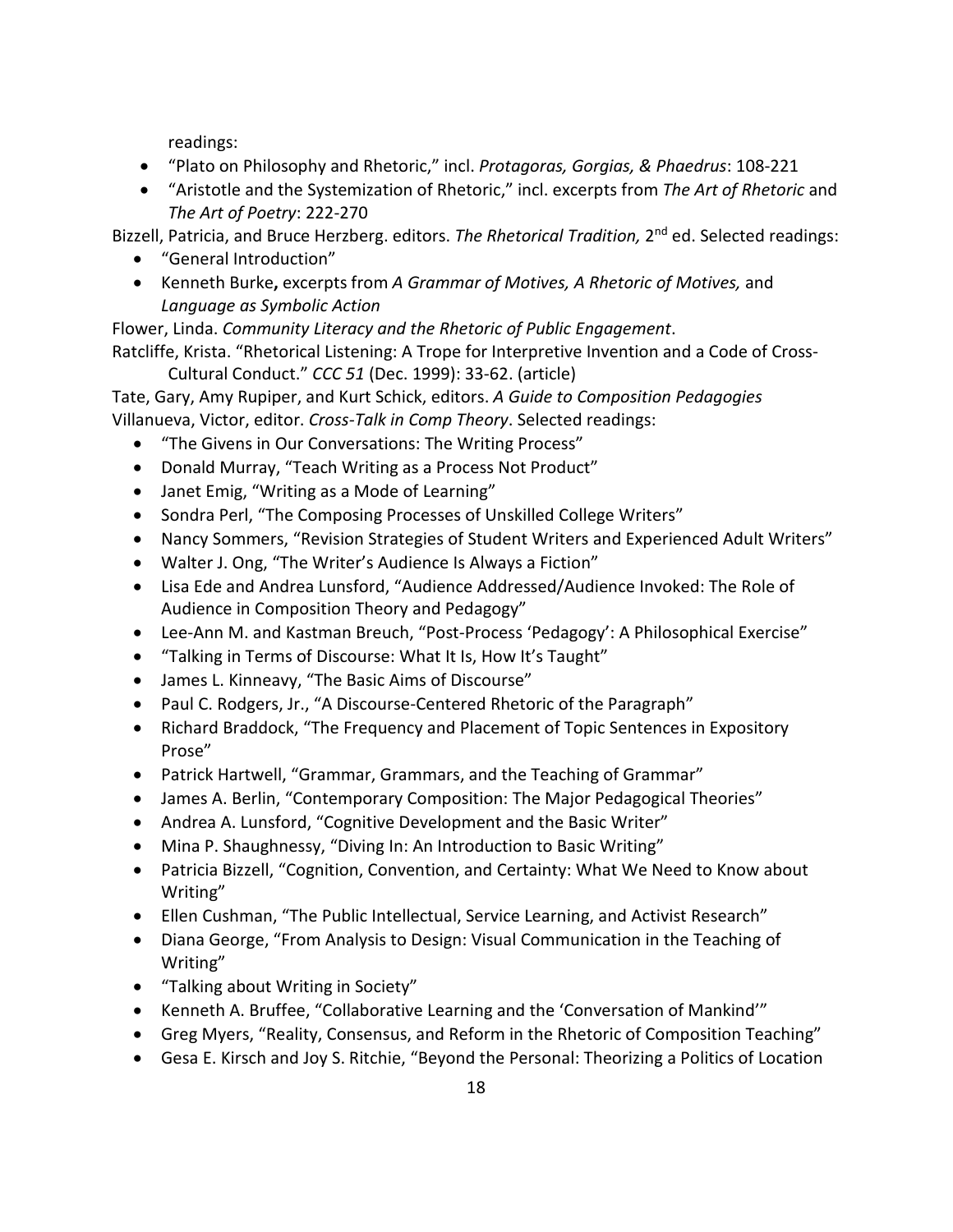readings:

- "Plato on Philosophy and Rhetoric," incl. *Protagoras, Gorgias, & Phaedrus*: 108-221
- "Aristotle and the Systemization of Rhetoric," incl. excerpts from *The Art of Rhetoric* and *The Art of Poetry*: 222-270

Bizzell, Patricia, and Bruce Herzberg. editors. *The Rhetorical Tradition,* 2nd ed. Selected readings:

- "General Introduction"
- Kenneth Burke**,** excerpts from *A Grammar of Motives, A Rhetoric of Motives,* and *Language as Symbolic Action*

Flower, Linda. *Community Literacy and the Rhetoric of Public Engagement*.

Ratcliffe, Krista. "Rhetorical Listening: A Trope for Interpretive Invention and a Code of Cross-Cultural Conduct." *CCC 51* (Dec. 1999): 33-62. (article)

Tate, Gary, Amy Rupiper, and Kurt Schick, editors. *A Guide to Composition Pedagogies*

Villanueva, Victor, editor. *Cross-Talk in Comp Theory*. Selected readings:

- "The Givens in Our Conversations: The Writing Process"
- Donald Murray, "Teach Writing as a Process Not Product"
- Janet Emig, "Writing as a Mode of Learning"
- Sondra Perl, "The Composing Processes of Unskilled College Writers"
- Nancy Sommers, "Revision Strategies of Student Writers and Experienced Adult Writers"
- Walter J. Ong, "The Writer's Audience Is Always a Fiction"
- Lisa Ede and Andrea Lunsford, "Audience Addressed/Audience Invoked: The Role of Audience in Composition Theory and Pedagogy"
- Lee-Ann M. and Kastman Breuch, "Post-Process 'Pedagogy': A Philosophical Exercise"
- "Talking in Terms of Discourse: What It Is, How It's Taught"
- James L. Kinneavy, "The Basic Aims of Discourse"
- Paul C. Rodgers, Jr., "A Discourse-Centered Rhetoric of the Paragraph"
- Richard Braddock, "The Frequency and Placement of Topic Sentences in Expository Prose"
- Patrick Hartwell, "Grammar, Grammars, and the Teaching of Grammar"
- James A. Berlin, "Contemporary Composition: The Major Pedagogical Theories"
- Andrea A. Lunsford, "Cognitive Development and the Basic Writer"
- Mina P. Shaughnessy, "Diving In: An Introduction to Basic Writing"
- Patricia Bizzell, "Cognition, Convention, and Certainty: What We Need to Know about Writing"
- Ellen Cushman, "The Public Intellectual, Service Learning, and Activist Research"
- Diana George, "From Analysis to Design: Visual Communication in the Teaching of Writing"
- "Talking about Writing in Society"
- Kenneth A. Bruffee, "Collaborative Learning and the 'Conversation of Mankind'"
- Greg Myers, "Reality, Consensus, and Reform in the Rhetoric of Composition Teaching"
- Gesa E. Kirsch and Joy S. Ritchie, "Beyond the Personal: Theorizing a Politics of Location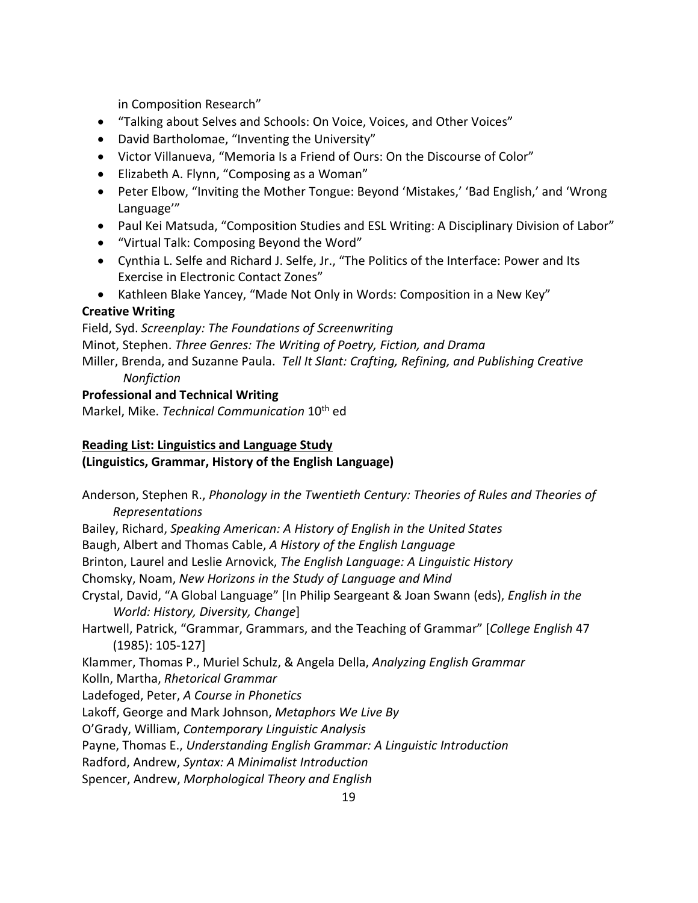in Composition Research"

- "Talking about Selves and Schools: On Voice, Voices, and Other Voices"
- David Bartholomae, "Inventing the University"
- Victor Villanueva, "Memoria Is a Friend of Ours: On the Discourse of Color"
- Elizabeth A. Flynn, "Composing as a Woman"
- Peter Elbow, "Inviting the Mother Tongue: Beyond 'Mistakes,' 'Bad English,' and 'Wrong Language'"
- Paul Kei Matsuda, "Composition Studies and ESL Writing: A Disciplinary Division of Labor"
- "Virtual Talk: Composing Beyond the Word"
- Cynthia L. Selfe and Richard J. Selfe, Jr., "The Politics of the Interface: Power and Its Exercise in Electronic Contact Zones"
- Kathleen Blake Yancey, "Made Not Only in Words: Composition in a New Key"

**Creative Writing**

Field, Syd. *Screenplay: The Foundations of Screenwriting*
Minot, Stephen. *Three Genres: The Writing of Poetry, Fiction, and Drama*
Miller, Brenda, and Suzanne Paula. *Tell It Slant: Crafting, Refining, and Publishing Creative Nonfiction*

**Professional and Technical Writing**

Markel, Mike. *Technical Communication* 10th ed

**Reading List: Linguistics and Language Study**
**(Linguistics, Grammar, History of the English Language)**

Anderson, Stephen R., *Phonology in the Twentieth Century: Theories of Rules and Theories of Representations*
Bailey, Richard, *Speaking American: A History of English in the United States*
Baugh, Albert and Thomas Cable, *A History of the English Language*
Brinton, Laurel and Leslie Arnovick, *The English Language: A Linguistic History*
Chomsky, Noam, *New Horizons in the Study of Language and Mind*
Crystal, David, "A Global Language" [In Philip Seargeant & Joan Swann (eds), *English in the World: History, Diversity, Change*]
Hartwell, Patrick, "Grammar, Grammars, and the Teaching of Grammar" [*College English* 47 (1985): 105-127]
Klammer, Thomas P., Muriel Schulz, & Angela Della, *Analyzing English Grammar*
Kolln, Martha, *Rhetorical Grammar*
Ladefoged, Peter, *A Course in Phonetics*
Lakoff, George and Mark Johnson, *Metaphors We Live By*
O'Grady, William, *Contemporary Linguistic Analysis*
Payne, Thomas E., *Understanding English Grammar: A Linguistic Introduction*
Radford, Andrew, *Syntax: A Minimalist Introduction*
Spencer, Andrew, *Morphological Theory and English*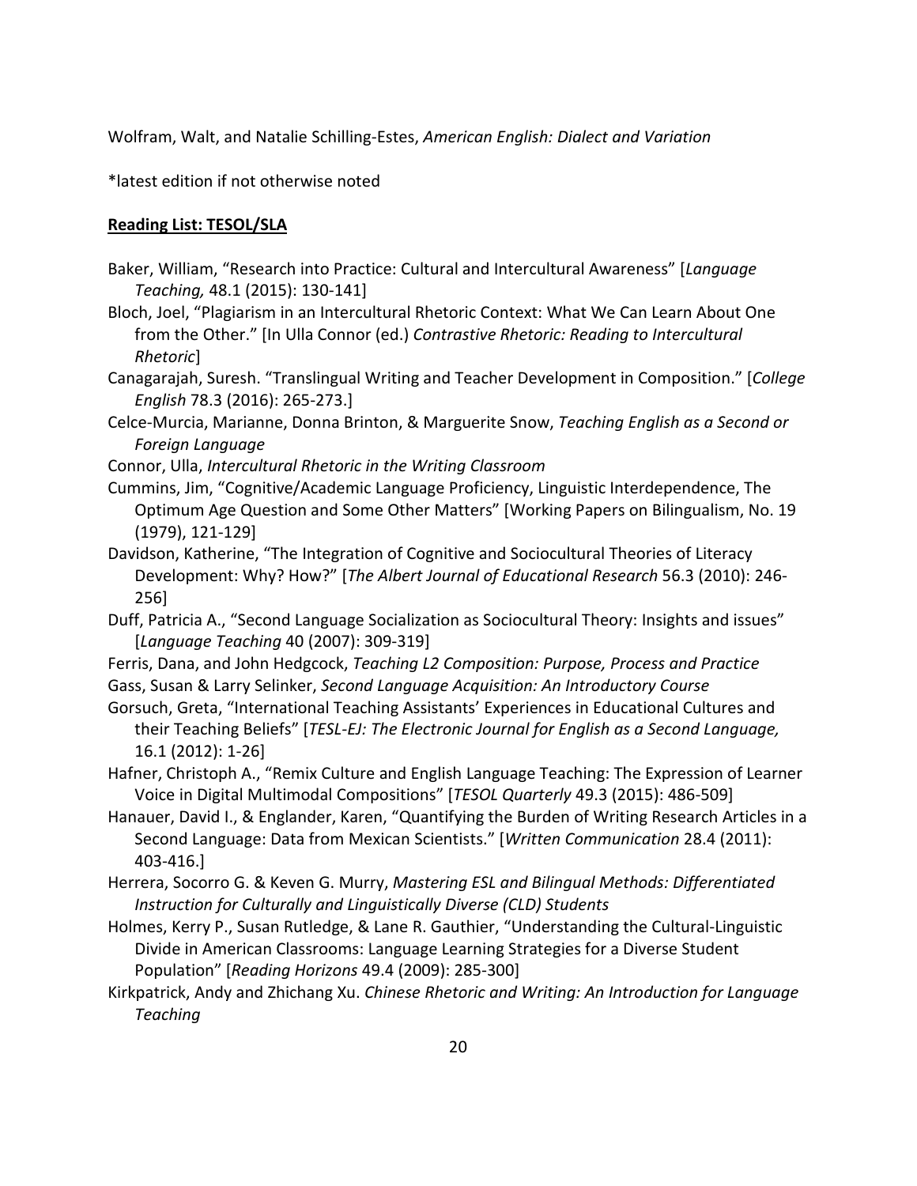Wolfram, Walt, and Natalie Schilling-Estes, *American English: Dialect and Variation*

*latest edition if not otherwise noted

**Reading List: TESOL/SLA**

Baker, William, "Research into Practice: Cultural and Intercultural Awareness" [*Language Teaching,* 48.1 (2015): 130-141]

Bloch, Joel, "Plagiarism in an Intercultural Rhetoric Context: What We Can Learn About One from the Other." [In Ulla Connor (ed.) *Contrastive Rhetoric: Reading to Intercultural Rhetoric*]

Canagarajah, Suresh. "Translingual Writing and Teacher Development in Composition." [*College English* 78.3 (2016): 265-273.]

Celce-Murcia, Marianne, Donna Brinton, & Marguerite Snow, *Teaching English as a Second or Foreign Language*

Connor, Ulla, *Intercultural Rhetoric in the Writing Classroom*

Cummins, Jim, "Cognitive/Academic Language Proficiency, Linguistic Interdependence, The Optimum Age Question and Some Other Matters" [Working Papers on Bilingualism, No. 19 (1979), 121-129]

Davidson, Katherine, "The Integration of Cognitive and Sociocultural Theories of Literacy Development: Why? How?" [*The Albert Journal of Educational Research* 56.3 (2010): 246-256]

Duff, Patricia A., "Second Language Socialization as Sociocultural Theory: Insights and issues" [*Language Teaching* 40 (2007): 309-319]

Ferris, Dana, and John Hedgcock, *Teaching L2 Composition: Purpose, Process and Practice*

Gass, Susan & Larry Selinker, *Second Language Acquisition: An Introductory Course*

Gorsuch, Greta, "International Teaching Assistants' Experiences in Educational Cultures and their Teaching Beliefs" [*TESL-EJ: The Electronic Journal for English as a Second Language,* 16.1 (2012): 1-26]

Hafner, Christoph A., "Remix Culture and English Language Teaching: The Expression of Learner Voice in Digital Multimodal Compositions" [*TESOL Quarterly* 49.3 (2015): 486-509]

Hanauer, David I., & Englander, Karen, "Quantifying the Burden of Writing Research Articles in a Second Language: Data from Mexican Scientists." [*Written Communication* 28.4 (2011): 403-416.]

Herrera, Socorro G. & Keven G. Murry, *Mastering ESL and Bilingual Methods: Differentiated Instruction for Culturally and Linguistically Diverse (CLD) Students*

Holmes, Kerry P., Susan Rutledge, & Lane R. Gauthier, "Understanding the Cultural-Linguistic Divide in American Classrooms: Language Learning Strategies for a Diverse Student Population" [*Reading Horizons* 49.4 (2009): 285-300]

Kirkpatrick, Andy and Zhichang Xu. *Chinese Rhetoric and Writing: An Introduction for Language Teaching*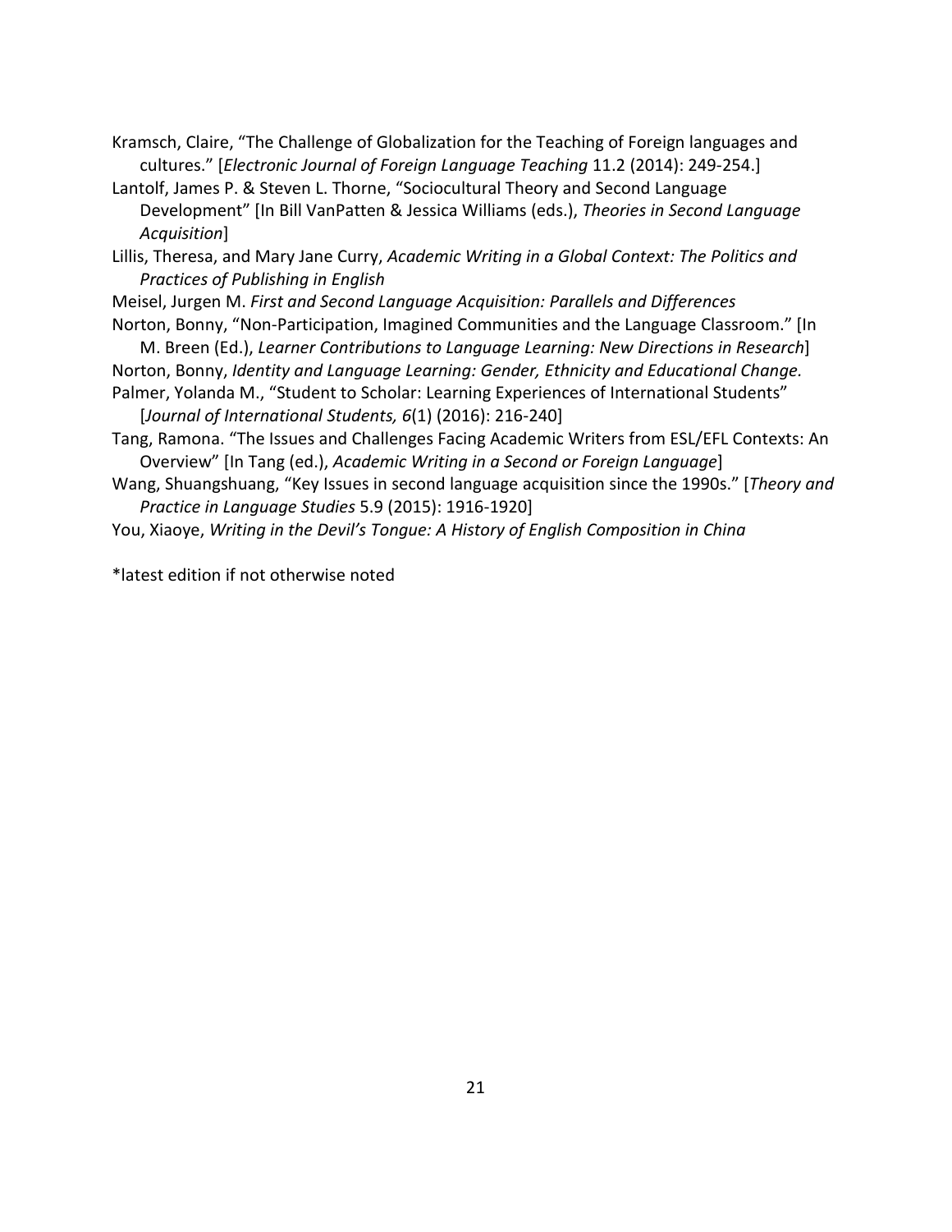Kramsch, Claire, "The Challenge of Globalization for the Teaching of Foreign languages and cultures." [*Electronic Journal of Foreign Language Teaching* 11.2 (2014): 249-254.]

Lantolf, James P. & Steven L. Thorne, "Sociocultural Theory and Second Language Development" [In Bill VanPatten & Jessica Williams (eds.), *Theories in Second Language Acquisition*]

Lillis, Theresa, and Mary Jane Curry, *Academic Writing in a Global Context: The Politics and Practices of Publishing in English*

Meisel, Jurgen M. *First and Second Language Acquisition: Parallels and Differences*

Norton, Bonny, "Non-Participation, Imagined Communities and the Language Classroom." [In M. Breen (Ed.), *Learner Contributions to Language Learning: New Directions in Research*]

Norton, Bonny, *Identity and Language Learning: Gender, Ethnicity and Educational Change.*

Palmer, Yolanda M., "Student to Scholar: Learning Experiences of International Students" [*Journal of International Students, 6*(1) (2016): 216-240]

Tang, Ramona. "The Issues and Challenges Facing Academic Writers from ESL/EFL Contexts: An Overview" [In Tang (ed.), *Academic Writing in a Second or Foreign Language*]

Wang, Shuangshuang, "Key Issues in second language acquisition since the 1990s." [*Theory and Practice in Language Studies* 5.9 (2015): 1916-1920]

You, Xiaoye, *Writing in the Devil's Tongue: A History of English Composition in China*

*latest edition if not otherwise noted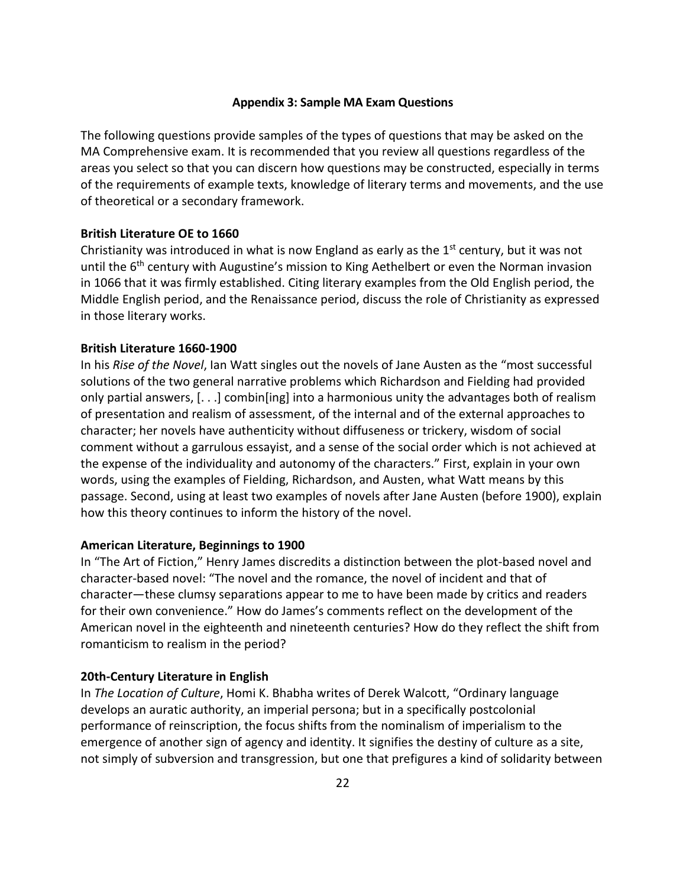## Appendix 3: Sample MA Exam Questions

The following questions provide samples of the types of questions that may be asked on the MA Comprehensive exam. It is recommended that you review all questions regardless of the areas you select so that you can discern how questions may be constructed, especially in terms of the requirements of example texts, knowledge of literary terms and movements, and the use of theoretical or a secondary framework.

### British Literature OE to 1660

Christianity was introduced in what is now England as early as the 1st century, but it was not until the 6th century with Augustine's mission to King Aethelbert or even the Norman invasion in 1066 that it was firmly established. Citing literary examples from the Old English period, the Middle English period, and the Renaissance period, discuss the role of Christianity as expressed in those literary works.

### British Literature 1660-1900

In his *Rise of the Novel*, Ian Watt singles out the novels of Jane Austen as the "most successful solutions of the two general narrative problems which Richardson and Fielding had provided only partial answers, [. . .] combin[ing] into a harmonious unity the advantages both of realism of presentation and realism of assessment, of the internal and of the external approaches to character; her novels have authenticity without diffuseness or trickery, wisdom of social comment without a garrulous essayist, and a sense of the social order which is not achieved at the expense of the individuality and autonomy of the characters." First, explain in your own words, using the examples of Fielding, Richardson, and Austen, what Watt means by this passage. Second, using at least two examples of novels after Jane Austen (before 1900), explain how this theory continues to inform the history of the novel.

### American Literature, Beginnings to 1900

In "The Art of Fiction," Henry James discredits a distinction between the plot-based novel and character-based novel: "The novel and the romance, the novel of incident and that of character—these clumsy separations appear to me to have been made by critics and readers for their own convenience." How do James's comments reflect on the development of the American novel in the eighteenth and nineteenth centuries? How do they reflect the shift from romanticism to realism in the period?

### 20th-Century Literature in English

In *The Location of Culture*, Homi K. Bhabha writes of Derek Walcott, "Ordinary language develops an auratic authority, an imperial persona; but in a specifically postcolonial performance of reinscription, the focus shifts from the nominalism of imperialism to the emergence of another sign of agency and identity. It signifies the destiny of culture as a site, not simply of subversion and transgression, but one that prefigures a kind of solidarity between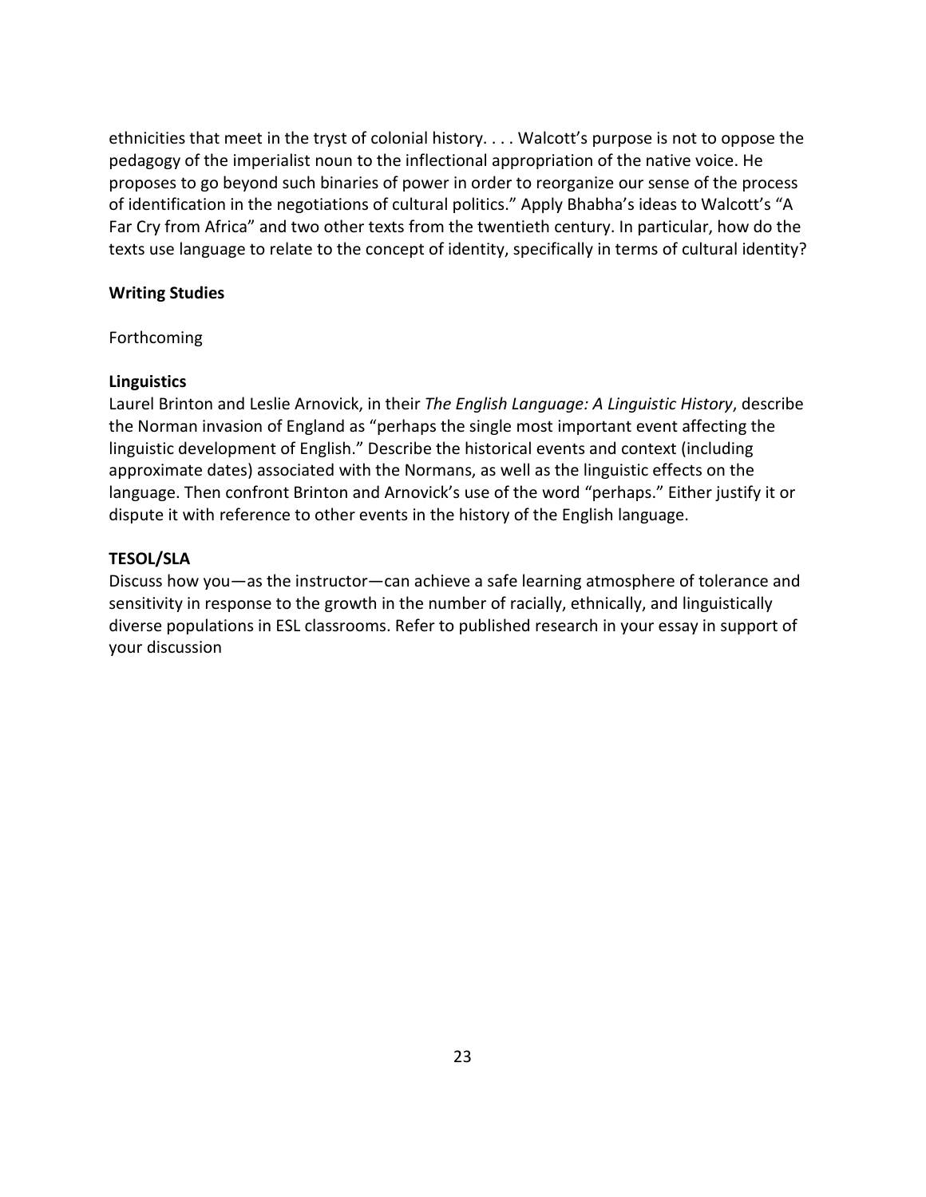ethnicities that meet in the tryst of colonial history. . . . Walcott's purpose is not to oppose the pedagogy of the imperialist noun to the inflectional appropriation of the native voice. He proposes to go beyond such binaries of power in order to reorganize our sense of the process of identification in the negotiations of cultural politics." Apply Bhabha's ideas to Walcott's "A Far Cry from Africa" and two other texts from the twentieth century. In particular, how do the texts use language to relate to the concept of identity, specifically in terms of cultural identity?

**Writing Studies**

Forthcoming

**Linguistics**

Laurel Brinton and Leslie Arnovick, in their *The English Language: A Linguistic History*, describe the Norman invasion of England as "perhaps the single most important event affecting the linguistic development of English." Describe the historical events and context (including approximate dates) associated with the Normans, as well as the linguistic effects on the language. Then confront Brinton and Arnovick's use of the word "perhaps." Either justify it or dispute it with reference to other events in the history of the English language.

**TESOL/SLA**

Discuss how you—as the instructor—can achieve a safe learning atmosphere of tolerance and sensitivity in response to the growth in the number of racially, ethnically, and linguistically diverse populations in ESL classrooms. Refer to published research in your essay in support of your discussion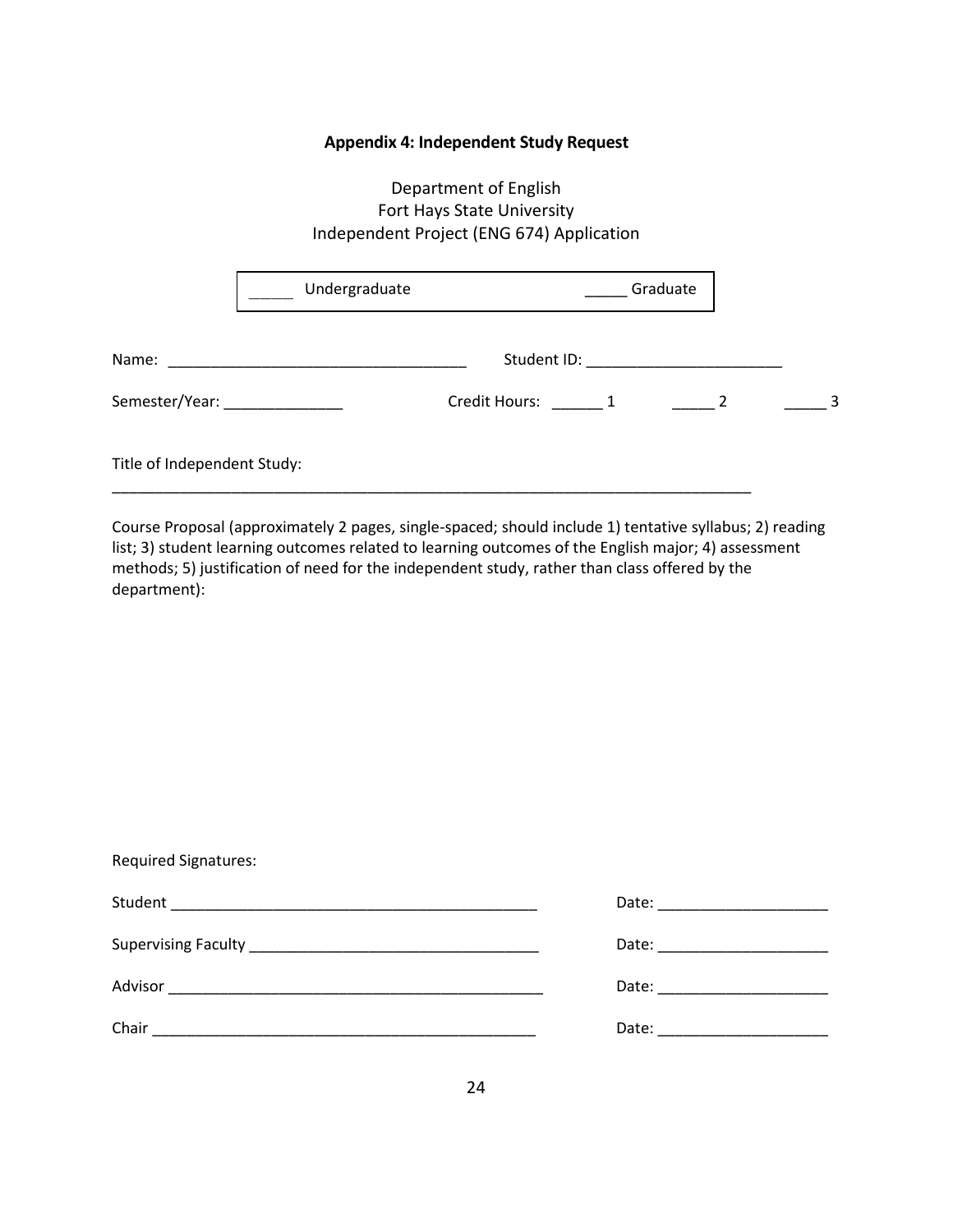## Appendix 4: Independent Study Request

Department of English
Fort Hays State University
Independent Project (ENG 674) Application

_____ Undergraduate _____ Graduate

Name: ___________________________________ Student ID: _______________________

Semester/Year: ______________ Credit Hours: ______ 1 _____ 2 _____ 3

Title of Independent Study:

______________________________________________________________________________

Course Proposal (approximately 2 pages, single-spaced; should include 1) tentative syllabus; 2) reading list; 3) student learning outcomes related to learning outcomes of the English major; 4) assessment methods; 5) justification of need for the independent study, rather than class offered by the department):

Required Signatures:

Student ____________________________________________ Date: ____________________

Supervising Faculty __________________________________ Date: ____________________

Advisor ____________________________________________ Date: ____________________

Chair ______________________________________________ Date: ____________________